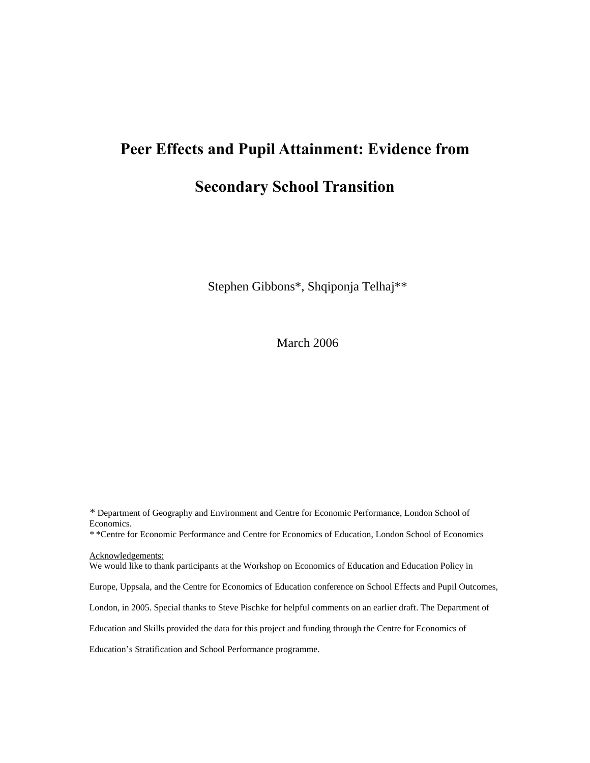# Peer Effects and Pupil Attainment: Evidence from Secondary School Transition

Stephen Gibbons*, Shqiponja Telhaj**

March 2006

* Department of Geography and Environment and Centre for Economic Performance, London School of Economics.
* *Centre for Economic Performance and Centre for Economics of Education, London School of Economics

Acknowledgements:
We would like to thank participants at the Workshop on Economics of Education and Education Policy in Europe, Uppsala, and the Centre for Economics of Education conference on School Effects and Pupil Outcomes, London, in 2005. Special thanks to Steve Pischke for helpful comments on an earlier draft. The Department of Education and Skills provided the data for this project and funding through the Centre for Economics of Education's Stratification and School Performance programme.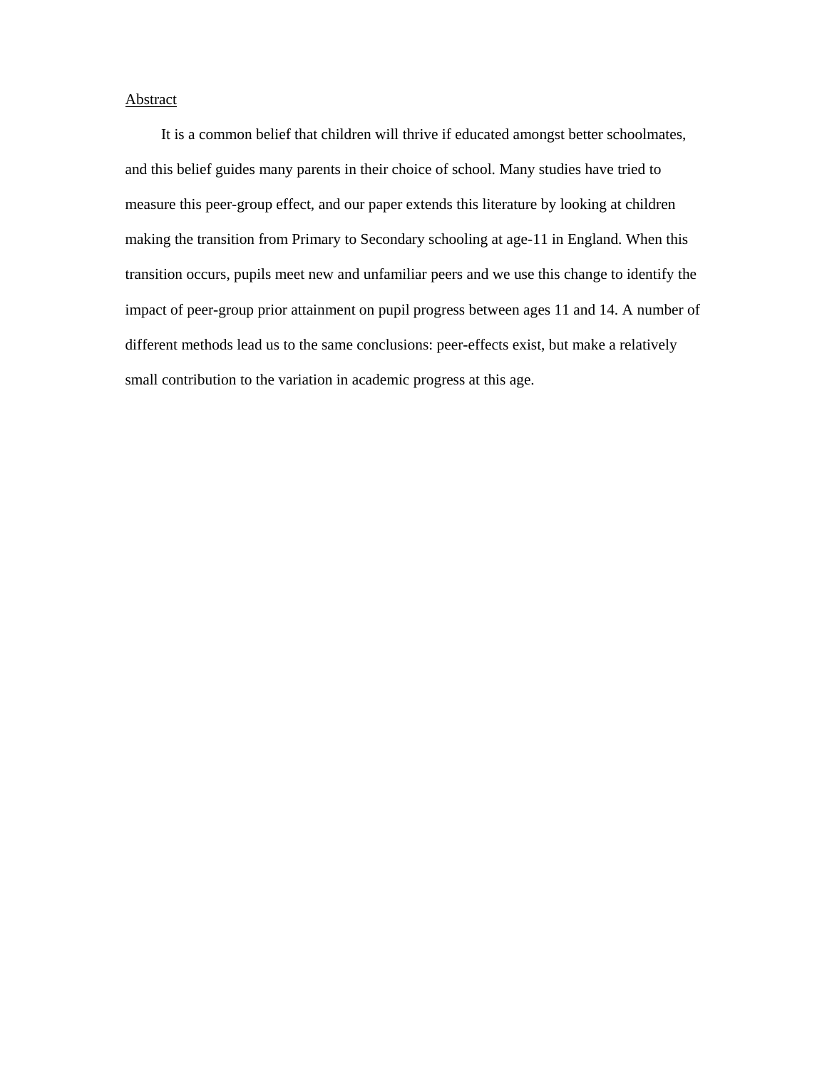## Abstract

It is a common belief that children will thrive if educated amongst better schoolmates, and this belief guides many parents in their choice of school. Many studies have tried to measure this peer-group effect, and our paper extends this literature by looking at children making the transition from Primary to Secondary schooling at age-11 in England. When this transition occurs, pupils meet new and unfamiliar peers and we use this change to identify the impact of peer-group prior attainment on pupil progress between ages 11 and 14. A number of different methods lead us to the same conclusions: peer-effects exist, but make a relatively small contribution to the variation in academic progress at this age.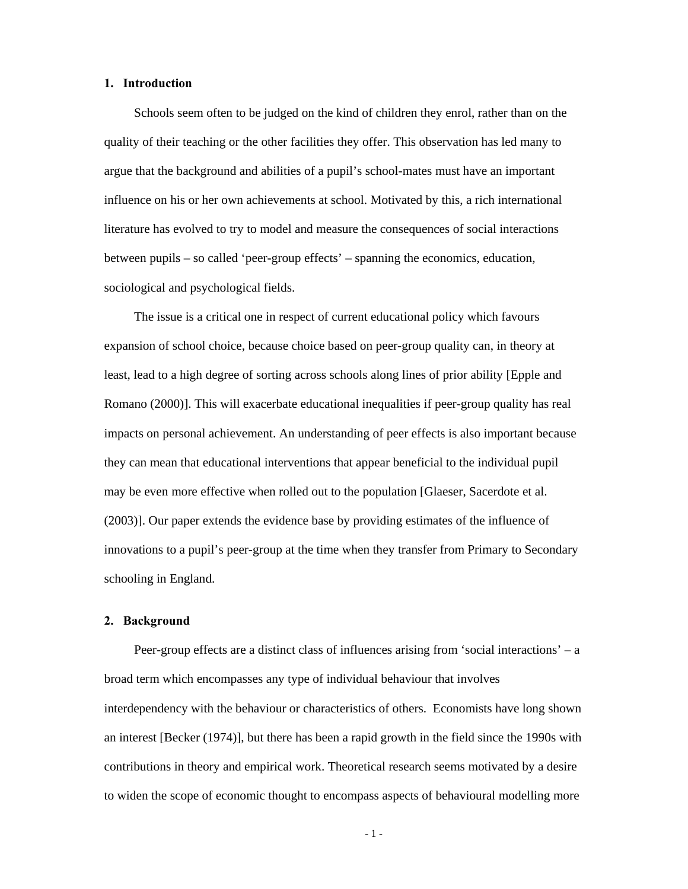## 1. Introduction

Schools seem often to be judged on the kind of children they enrol, rather than on the quality of their teaching or the other facilities they offer. This observation has led many to argue that the background and abilities of a pupil's school-mates must have an important influence on his or her own achievements at school. Motivated by this, a rich international literature has evolved to try to model and measure the consequences of social interactions between pupils – so called 'peer-group effects' – spanning the economics, education, sociological and psychological fields.

The issue is a critical one in respect of current educational policy which favours expansion of school choice, because choice based on peer-group quality can, in theory at least, lead to a high degree of sorting across schools along lines of prior ability [Epple and Romano (2000)]. This will exacerbate educational inequalities if peer-group quality has real impacts on personal achievement. An understanding of peer effects is also important because they can mean that educational interventions that appear beneficial to the individual pupil may be even more effective when rolled out to the population [Glaeser, Sacerdote et al. (2003)]. Our paper extends the evidence base by providing estimates of the influence of innovations to a pupil's peer-group at the time when they transfer from Primary to Secondary schooling in England.

## 2. Background

Peer-group effects are a distinct class of influences arising from 'social interactions' – a broad term which encompasses any type of individual behaviour that involves interdependency with the behaviour or characteristics of others. Economists have long shown an interest [Becker (1974)], but there has been a rapid growth in the field since the 1990s with contributions in theory and empirical work. Theoretical research seems motivated by a desire to widen the scope of economic thought to encompass aspects of behavioural modelling more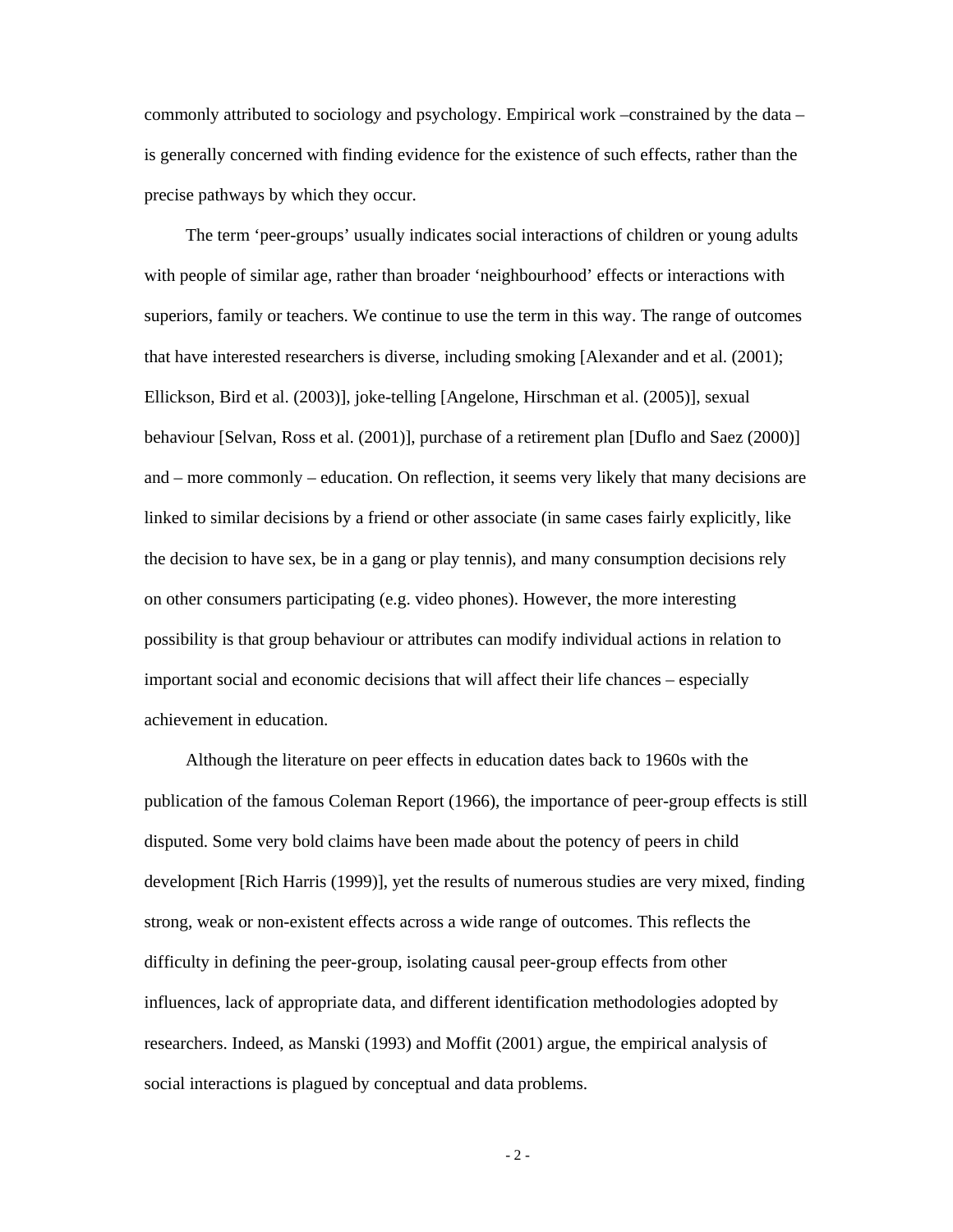commonly attributed to sociology and psychology. Empirical work –constrained by the data – is generally concerned with finding evidence for the existence of such effects, rather than the precise pathways by which they occur.

The term 'peer-groups' usually indicates social interactions of children or young adults with people of similar age, rather than broader 'neighbourhood' effects or interactions with superiors, family or teachers. We continue to use the term in this way. The range of outcomes that have interested researchers is diverse, including smoking [Alexander and et al. (2001); Ellickson, Bird et al. (2003)], joke-telling [Angelone, Hirschman et al. (2005)], sexual behaviour [Selvan, Ross et al. (2001)], purchase of a retirement plan [Duflo and Saez (2000)] and – more commonly – education. On reflection, it seems very likely that many decisions are linked to similar decisions by a friend or other associate (in same cases fairly explicitly, like the decision to have sex, be in a gang or play tennis), and many consumption decisions rely on other consumers participating (e.g. video phones). However, the more interesting possibility is that group behaviour or attributes can modify individual actions in relation to important social and economic decisions that will affect their life chances – especially achievement in education.

Although the literature on peer effects in education dates back to 1960s with the publication of the famous Coleman Report (1966), the importance of peer-group effects is still disputed. Some very bold claims have been made about the potency of peers in child development [Rich Harris (1999)], yet the results of numerous studies are very mixed, finding strong, weak or non-existent effects across a wide range of outcomes. This reflects the difficulty in defining the peer-group, isolating causal peer-group effects from other influences, lack of appropriate data, and different identification methodologies adopted by researchers. Indeed, as Manski (1993) and Moffit (2001) argue, the empirical analysis of social interactions is plagued by conceptual and data problems.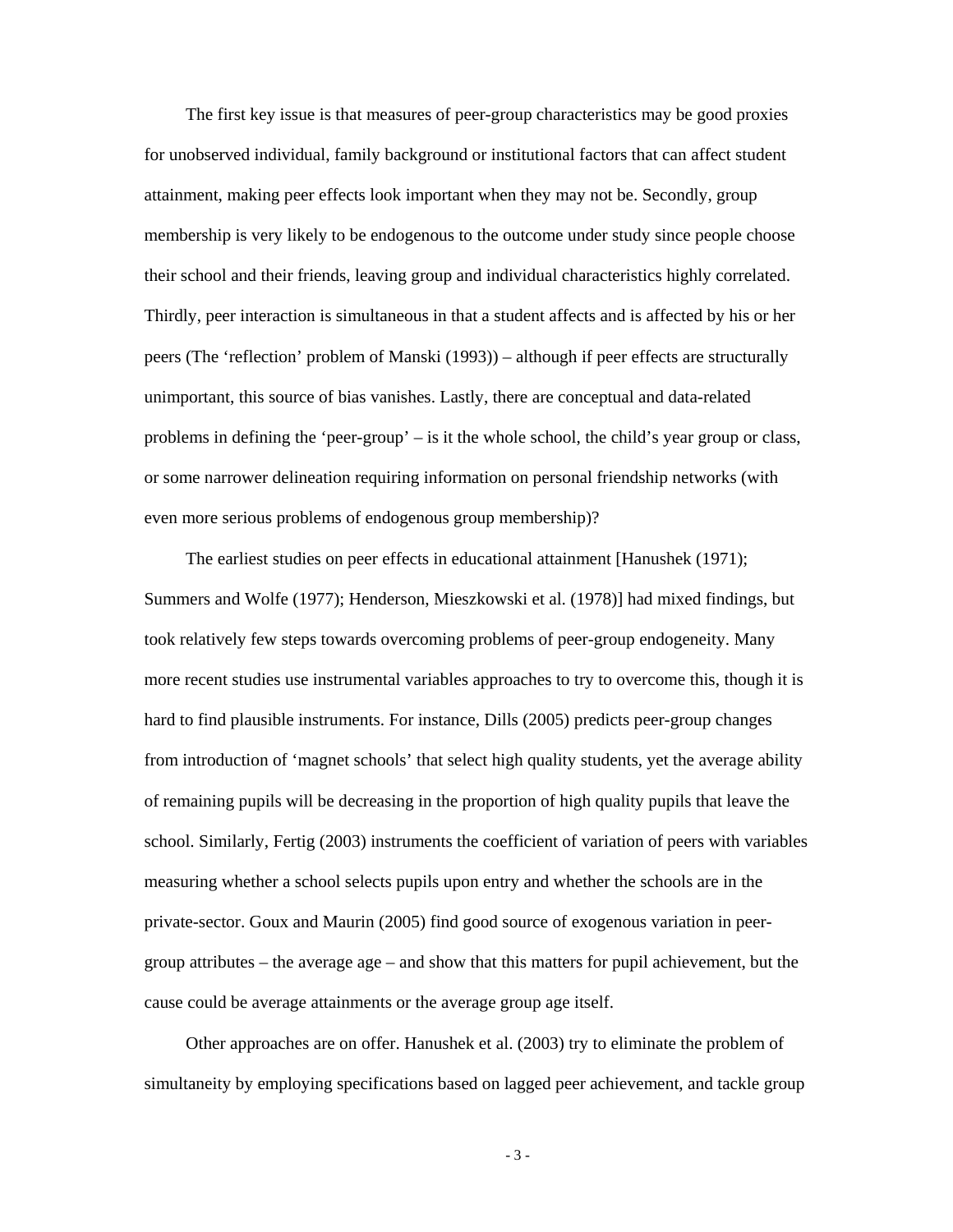The first key issue is that measures of peer-group characteristics may be good proxies for unobserved individual, family background or institutional factors that can affect student attainment, making peer effects look important when they may not be. Secondly, group membership is very likely to be endogenous to the outcome under study since people choose their school and their friends, leaving group and individual characteristics highly correlated. Thirdly, peer interaction is simultaneous in that a student affects and is affected by his or her peers (The 'reflection' problem of Manski (1993)) – although if peer effects are structurally unimportant, this source of bias vanishes. Lastly, there are conceptual and data-related problems in defining the 'peer-group' – is it the whole school, the child's year group or class, or some narrower delineation requiring information on personal friendship networks (with even more serious problems of endogenous group membership)?

The earliest studies on peer effects in educational attainment [Hanushek (1971); Summers and Wolfe (1977); Henderson, Mieszkowski et al. (1978)] had mixed findings, but took relatively few steps towards overcoming problems of peer-group endogeneity. Many more recent studies use instrumental variables approaches to try to overcome this, though it is hard to find plausible instruments. For instance, Dills (2005) predicts peer-group changes from introduction of 'magnet schools' that select high quality students, yet the average ability of remaining pupils will be decreasing in the proportion of high quality pupils that leave the school. Similarly, Fertig (2003) instruments the coefficient of variation of peers with variables measuring whether a school selects pupils upon entry and whether the schools are in the private-sector. Goux and Maurin (2005) find good source of exogenous variation in peer-group attributes – the average age – and show that this matters for pupil achievement, but the cause could be average attainments or the average group age itself.

Other approaches are on offer. Hanushek et al. (2003) try to eliminate the problem of simultaneity by employing specifications based on lagged peer achievement, and tackle group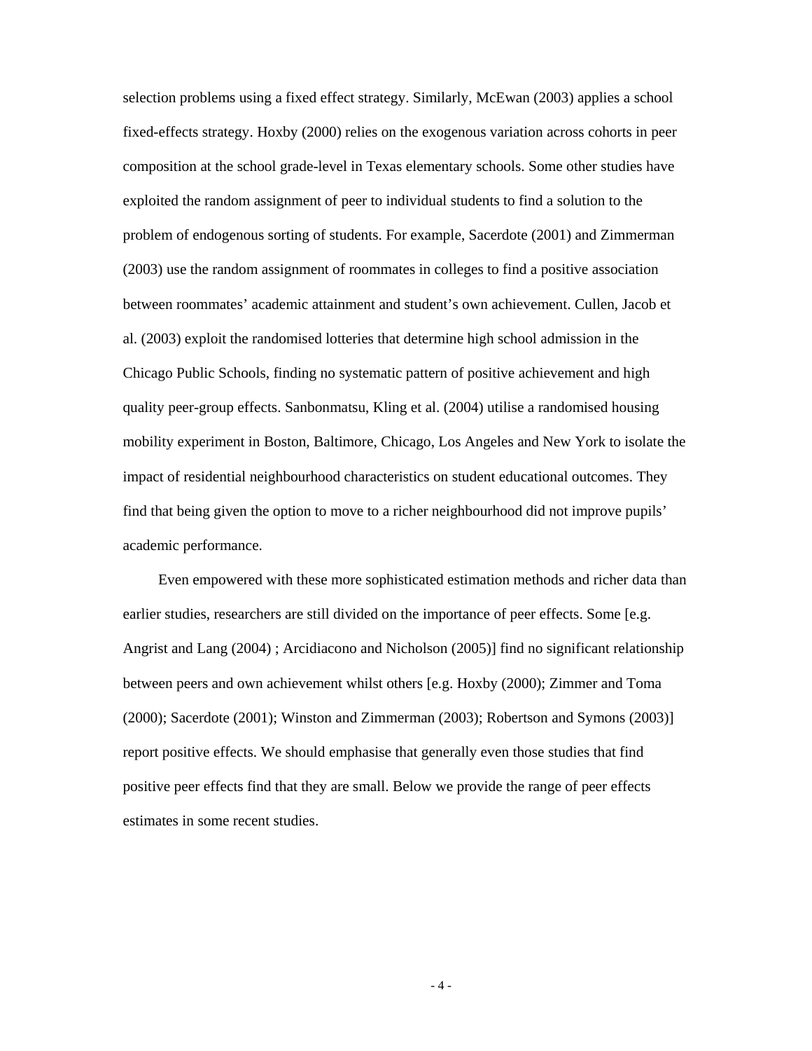selection problems using a fixed effect strategy. Similarly, McEwan (2003) applies a school fixed-effects strategy. Hoxby (2000) relies on the exogenous variation across cohorts in peer composition at the school grade-level in Texas elementary schools. Some other studies have exploited the random assignment of peer to individual students to find a solution to the problem of endogenous sorting of students. For example, Sacerdote (2001) and Zimmerman (2003) use the random assignment of roommates in colleges to find a positive association between roommates' academic attainment and student's own achievement. Cullen, Jacob et al. (2003) exploit the randomised lotteries that determine high school admission in the Chicago Public Schools, finding no systematic pattern of positive achievement and high quality peer-group effects. Sanbonmatsu, Kling et al. (2004) utilise a randomised housing mobility experiment in Boston, Baltimore, Chicago, Los Angeles and New York to isolate the impact of residential neighbourhood characteristics on student educational outcomes. They find that being given the option to move to a richer neighbourhood did not improve pupils' academic performance.

Even empowered with these more sophisticated estimation methods and richer data than earlier studies, researchers are still divided on the importance of peer effects. Some [e.g. Angrist and Lang (2004) ; Arcidiacono and Nicholson (2005)] find no significant relationship between peers and own achievement whilst others [e.g. Hoxby (2000); Zimmer and Toma (2000); Sacerdote (2001); Winston and Zimmerman (2003); Robertson and Symons (2003)] report positive effects. We should emphasise that generally even those studies that find positive peer effects find that they are small. Below we provide the range of peer effects estimates in some recent studies.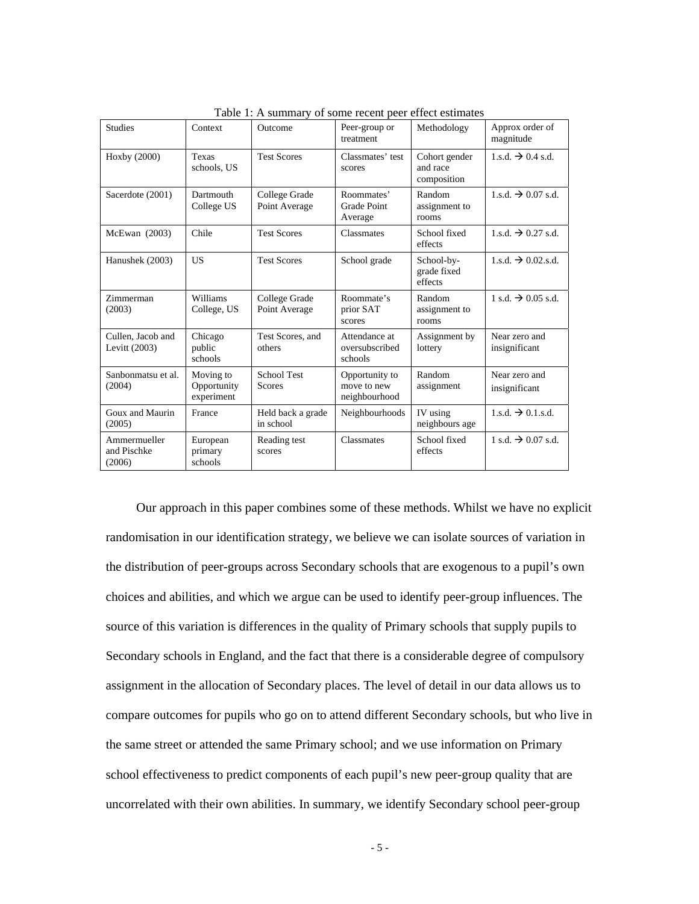Table 1: A summary of some recent peer effect estimates

| Studies | Context | Outcome | Peer-group or treatment | Methodology | Approx order of magnitude |
|---|---|---|---|---|---|
| Hoxby (2000) | Texas schools, US | Test Scores | Classmates' test scores | Cohort gender and race composition | 1.s.d. → 0.4 s.d. |
| Sacerdote (2001) | Dartmouth College US | College Grade Point Average | Roommates' Grade Point Average | Random assignment to rooms | 1.s.d. → 0.07 s.d. |
| McEwan (2003) | Chile | Test Scores | Classmates | School fixed effects | 1.s.d. → 0.27 s.d. |
| Hanushek (2003) | US | Test Scores | School grade | School-by-grade fixed effects | 1.s.d. → 0.02.s.d. |
| Zimmerman (2003) | Williams College, US | College Grade Point Average | Roommate's prior SAT scores | Random assignment to rooms | 1 s.d. → 0.05 s.d. |
| Cullen, Jacob and Levitt (2003) | Chicago public schools | Test Scores, and others | Attendance at oversubscribed schools | Assignment by lottery | Near zero and insignificant |
| Sanbonmatsu et al. (2004) | Moving to Opportunity experiment | School Test Scores | Opportunity to move to new neighbourhood | Random assignment | Near zero and insignificant |
| Goux and Maurin (2005) | France | Held back a grade in school | Neighbourhoods | IV using neighbours age | 1.s.d. → 0.1.s.d. |
| Ammermueller and Pischke (2006) | European primary schools | Reading test scores | Classmates | School fixed effects | 1 s.d. → 0.07 s.d. |

Our approach in this paper combines some of these methods. Whilst we have no explicit randomisation in our identification strategy, we believe we can isolate sources of variation in the distribution of peer-groups across Secondary schools that are exogenous to a pupil's own choices and abilities, and which we argue can be used to identify peer-group influences. The source of this variation is differences in the quality of Primary schools that supply pupils to Secondary schools in England, and the fact that there is a considerable degree of compulsory assignment in the allocation of Secondary places. The level of detail in our data allows us to compare outcomes for pupils who go on to attend different Secondary schools, but who live in the same street or attended the same Primary school; and we use information on Primary school effectiveness to predict components of each pupil's new peer-group quality that are uncorrelated with their own abilities. In summary, we identify Secondary school peer-group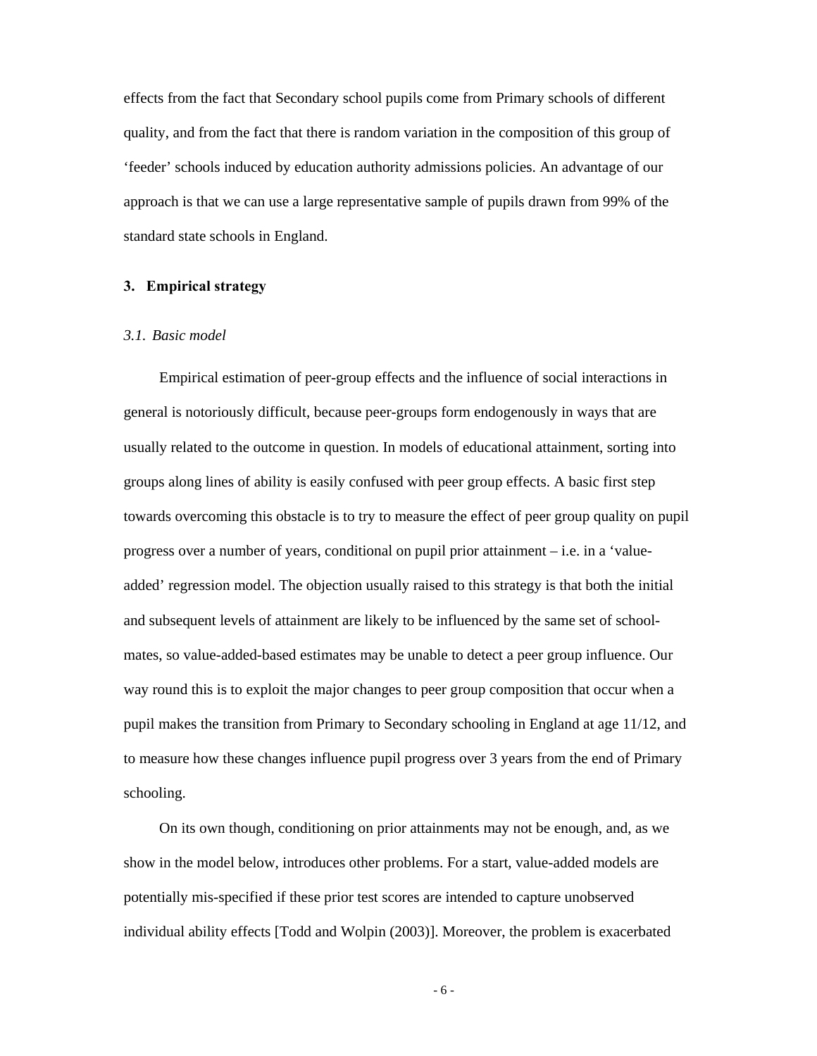effects from the fact that Secondary school pupils come from Primary schools of different quality, and from the fact that there is random variation in the composition of this group of 'feeder' schools induced by education authority admissions policies. An advantage of our approach is that we can use a large representative sample of pupils drawn from 99% of the standard state schools in England.

## 3. Empirical strategy

### *3.1. Basic model*

Empirical estimation of peer-group effects and the influence of social interactions in general is notoriously difficult, because peer-groups form endogenously in ways that are usually related to the outcome in question. In models of educational attainment, sorting into groups along lines of ability is easily confused with peer group effects. A basic first step towards overcoming this obstacle is to try to measure the effect of peer group quality on pupil progress over a number of years, conditional on pupil prior attainment – i.e. in a 'value-added' regression model. The objection usually raised to this strategy is that both the initial and subsequent levels of attainment are likely to be influenced by the same set of school-mates, so value-added-based estimates may be unable to detect a peer group influence. Our way round this is to exploit the major changes to peer group composition that occur when a pupil makes the transition from Primary to Secondary schooling in England at age 11/12, and to measure how these changes influence pupil progress over 3 years from the end of Primary schooling.

On its own though, conditioning on prior attainments may not be enough, and, as we show in the model below, introduces other problems. For a start, value-added models are potentially mis-specified if these prior test scores are intended to capture unobserved individual ability effects [Todd and Wolpin (2003)]. Moreover, the problem is exacerbated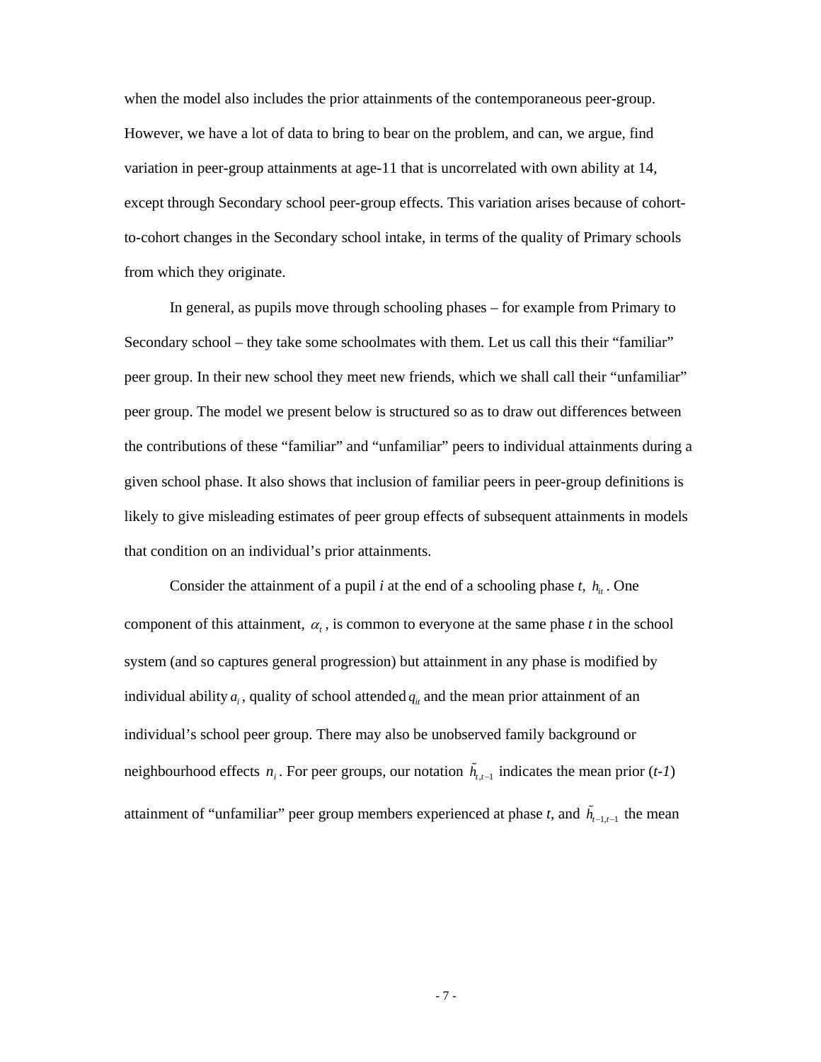when the model also includes the prior attainments of the contemporaneous peer-group. However, we have a lot of data to bring to bear on the problem, and can, we argue, find variation in peer-group attainments at age-11 that is uncorrelated with own ability at 14, except through Secondary school peer-group effects. This variation arises because of cohort-to-cohort changes in the Secondary school intake, in terms of the quality of Primary schools from which they originate.

In general, as pupils move through schooling phases – for example from Primary to Secondary school – they take some schoolmates with them. Let us call this their "familiar" peer group. In their new school they meet new friends, which we shall call their "unfamiliar" peer group. The model we present below is structured so as to draw out differences between the contributions of these "familiar" and "unfamiliar" peers to individual attainments during a given school phase. It also shows that inclusion of familiar peers in peer-group definitions is likely to give misleading estimates of peer group effects of subsequent attainments in models that condition on an individual's prior attainments.

Consider the attainment of a pupil *i* at the end of a schooling phase *t*, $h_{it}$. One component of this attainment, $\alpha_t$, is common to everyone at the same phase *t* in the school system (and so captures general progression) but attainment in any phase is modified by individual ability $a_i$, quality of school attended $q_{it}$ and the mean prior attainment of an individual's school peer group. There may also be unobserved family background or neighbourhood effects $n_i$. For peer groups, our notation $\tilde{h}_{t,t-1}$ indicates the mean prior (*t-1*) attainment of "unfamiliar" peer group members experienced at phase *t*, and $\tilde{h}_{t-1,t-1}$ the mean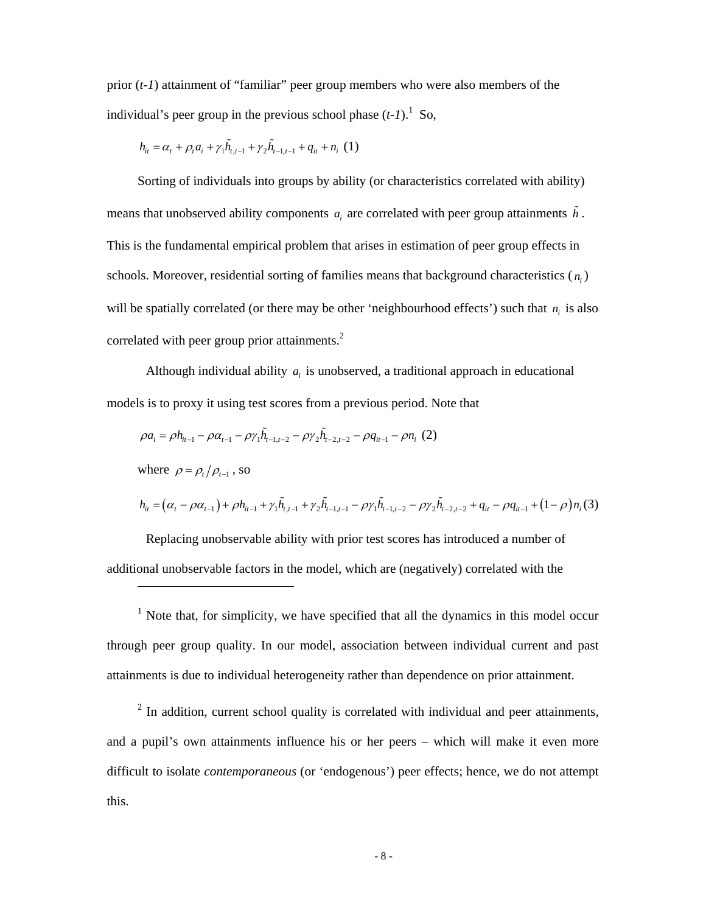prior (*t-1*) attainment of "familiar" peer group members who were also members of the individual's peer group in the previous school phase (*t-1*).[1] So,

$$h_{it} = \alpha_t + \rho_t a_i + \gamma_1 \tilde{h}_{t,t-1} + \gamma_2 \tilde{h}_{t-1,t-1} + q_{it} + n_i \quad (1)$$

Sorting of individuals into groups by ability (or characteristics correlated with ability) means that unobserved ability components $a_i$ are correlated with peer group attainments $\tilde{h}$. This is the fundamental empirical problem that arises in estimation of peer group effects in schools. Moreover, residential sorting of families means that background characteristics ($n_i$) will be spatially correlated (or there may be other 'neighbourhood effects') such that $n_i$ is also correlated with peer group prior attainments.[2]

Although individual ability $a_i$ is unobserved, a traditional approach in educational models is to proxy it using test scores from a previous period. Note that

$$\rho a_i = \rho h_{it-1} - \rho \alpha_{t-1} - \rho \gamma_1 \tilde{h}_{t-1,t-2} - \rho \gamma_2 \tilde{h}_{t-2,t-2} - \rho q_{it-1} - \rho n_i \quad (2)$$

where $\rho = \rho_t / \rho_{t-1}$, so

$$h_{it} = \left(\alpha_t - \rho \alpha_{t-1}\right) + \rho h_{it-1} + \gamma_1 \tilde{h}_{t,t-1} + \gamma_2 \tilde{h}_{t-1,t-1} - \rho \gamma_1 \tilde{h}_{t-1,t-2} - \rho \gamma_2 \tilde{h}_{t-2,t-2} + q_{it} - \rho q_{it-1} + \left(1 - \rho\right) n_i \quad (3)$$

Replacing unobservable ability with prior test scores has introduced a number of additional unobservable factors in the model, which are (negatively) correlated with the

---

[1] Note that, for simplicity, we have specified that all the dynamics in this model occur through peer group quality. In our model, association between individual current and past attainments is due to individual heterogeneity rather than dependence on prior attainment.

[2] In addition, current school quality is correlated with individual and peer attainments, and a pupil's own attainments influence his or her peers – which will make it even more difficult to isolate *contemporaneous* (or 'endogenous') peer effects; hence, we do not attempt this.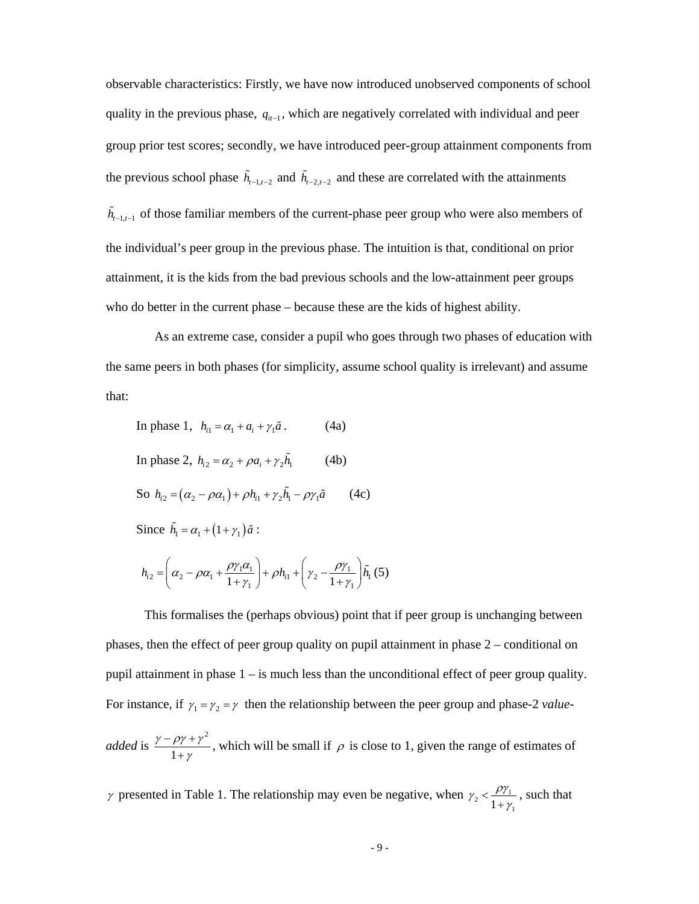observable characteristics: Firstly, we have now introduced unobserved components of school quality in the previous phase, $q_{it-1}$, which are negatively correlated with individual and peer group prior test scores; secondly, we have introduced peer-group attainment components from the previous school phase $\tilde{h}_{t-1,t-2}$ and $\tilde{h}_{t-2,t-2}$ and these are correlated with the attainments $\tilde{h}_{t-1,t-1}$ of those familiar members of the current-phase peer group who were also members of the individual's peer group in the previous phase. The intuition is that, conditional on prior attainment, it is the kids from the bad previous schools and the low-attainment peer groups who do better in the current phase – because these are the kids of highest ability.

As an extreme case, consider a pupil who goes through two phases of education with the same peers in both phases (for simplicity, assume school quality is irrelevant) and assume that:

In phase 1, $h_{i1} = \alpha_1 + a_i + \gamma_1 \tilde{a}$. (4a)

In phase 2, $h_{i2} = \alpha_2 + \rho a_i + \gamma_2 \tilde{h}_1$ (4b)

So $h_{i2} = (\alpha_2 - \rho\alpha_1) + \rho h_{i1} + \gamma_2 \tilde{h}_1 - \rho\gamma_1 \tilde{a}$ (4c)

Since $\tilde{h}_1 = \alpha_1 + (1+\gamma_1)\tilde{a}$ :

$$h_{i2} = \left(\alpha_2 - \rho\alpha_1 + \frac{\rho\gamma_1\alpha_1}{1+\gamma_1}\right) + \rho h_{i1} + \left(\gamma_2 - \frac{\rho\gamma_1}{1+\gamma_1}\right)\tilde{h}_1 \quad (5)$$

This formalises the (perhaps obvious) point that if peer group is unchanging between phases, then the effect of peer group quality on pupil attainment in phase 2 – conditional on pupil attainment in phase 1 – is much less than the unconditional effect of peer group quality. For instance, if $\gamma_1 = \gamma_2 = \gamma$ then the relationship between the peer group and phase-2 *value-added* is $\frac{\gamma - \rho\gamma + \gamma^2}{1+\gamma}$, which will be small if $\rho$ is close to 1, given the range of estimates of $\gamma$ presented in Table 1. The relationship may even be negative, when $\gamma_2 < \frac{\rho\gamma_1}{1+\gamma_1}$, such that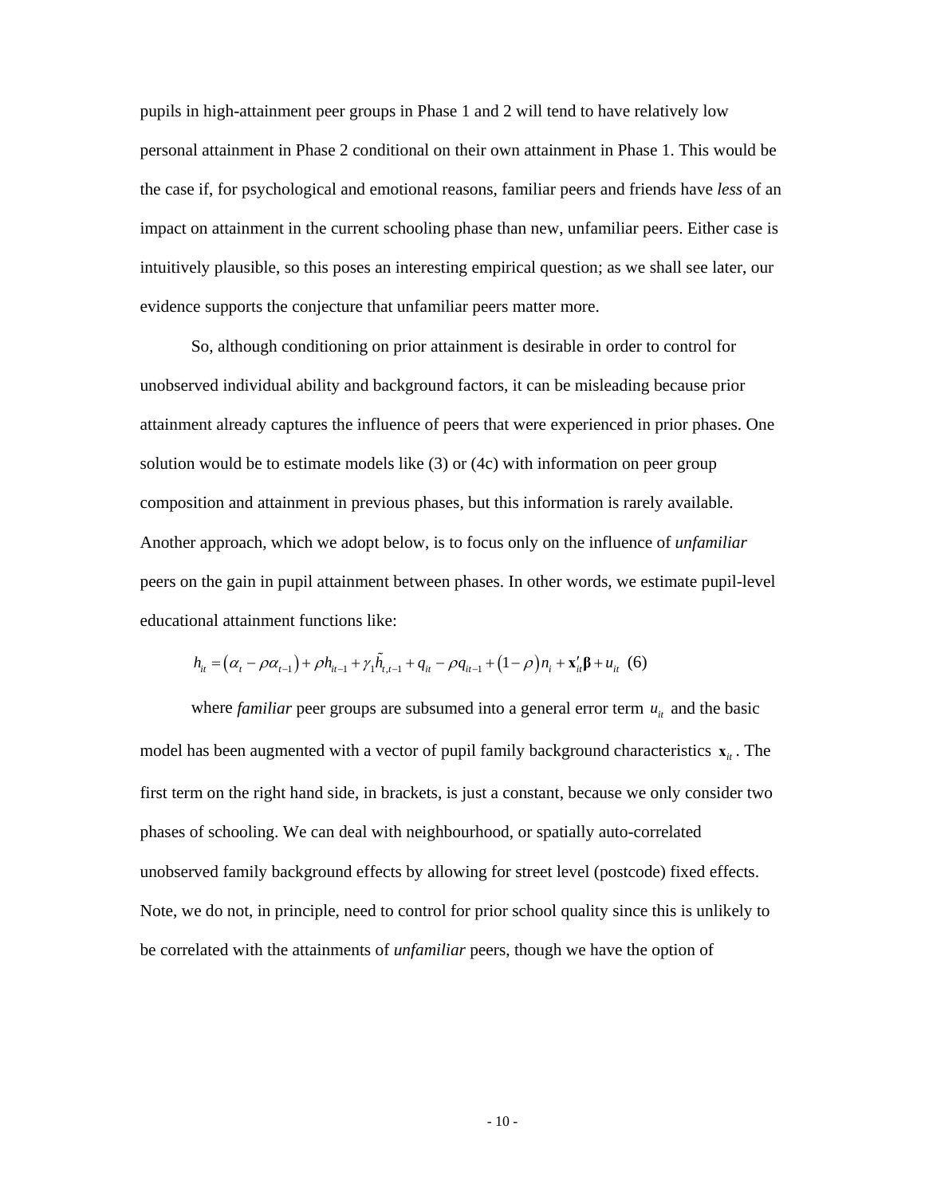pupils in high-attainment peer groups in Phase 1 and 2 will tend to have relatively low personal attainment in Phase 2 conditional on their own attainment in Phase 1. This would be the case if, for psychological and emotional reasons, familiar peers and friends have *less* of an impact on attainment in the current schooling phase than new, unfamiliar peers. Either case is intuitively plausible, so this poses an interesting empirical question; as we shall see later, our evidence supports the conjecture that unfamiliar peers matter more.

So, although conditioning on prior attainment is desirable in order to control for unobserved individual ability and background factors, it can be misleading because prior attainment already captures the influence of peers that were experienced in prior phases. One solution would be to estimate models like (3) or (4c) with information on peer group composition and attainment in previous phases, but this information is rarely available. Another approach, which we adopt below, is to focus only on the influence of *unfamiliar* peers on the gain in pupil attainment between phases. In other words, we estimate pupil-level educational attainment functions like:

$$h_{it} = \left(\alpha_t - \rho\alpha_{t-1}\right) + \rho h_{it-1} + \gamma_1 \tilde{h}_{t,t-1} + q_{it} - \rho q_{it-1} + \left(1-\rho\right) n_i + \mathbf{x}'_{it}\boldsymbol{\beta} + u_{it} \quad (6)$$

where *familiar* peer groups are subsumed into a general error term $u_{it}$ and the basic model has been augmented with a vector of pupil family background characteristics $\mathbf{x}_{it}$. The first term on the right hand side, in brackets, is just a constant, because we only consider two phases of schooling. We can deal with neighbourhood, or spatially auto-correlated unobserved family background effects by allowing for street level (postcode) fixed effects. Note, we do not, in principle, need to control for prior school quality since this is unlikely to be correlated with the attainments of *unfamiliar* peers, though we have the option of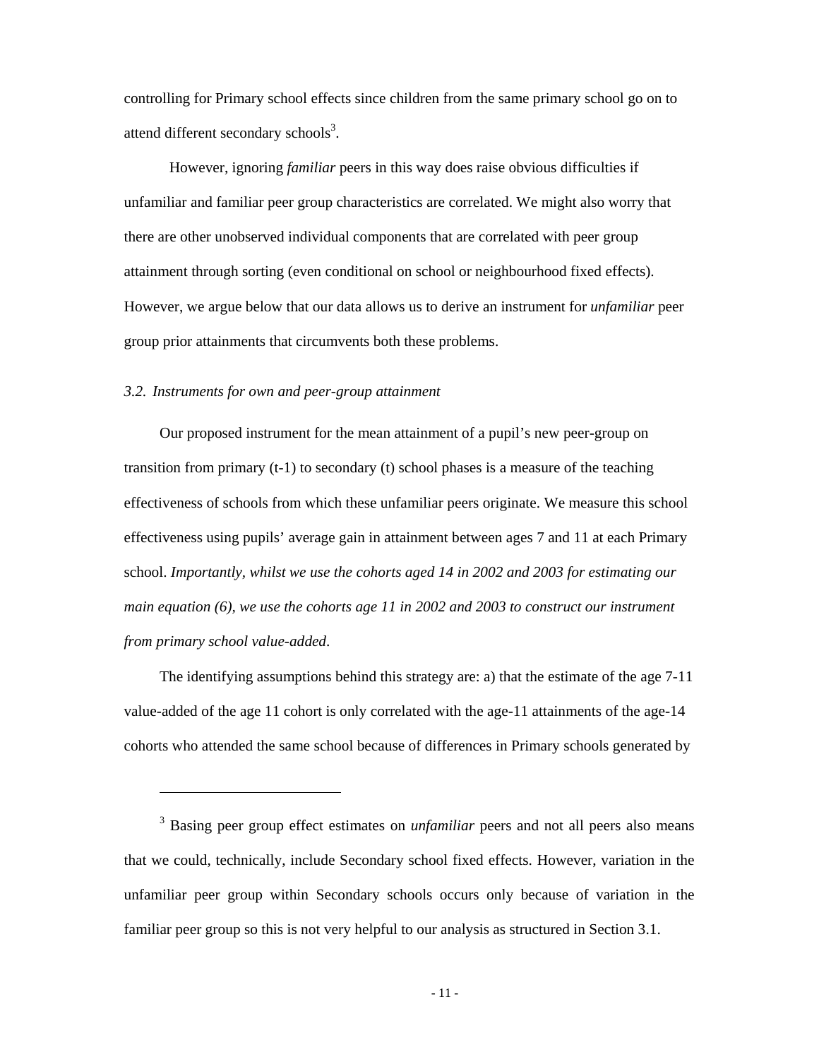controlling for Primary school effects since children from the same primary school go on to attend different secondary schools[3].

However, ignoring *familiar* peers in this way does raise obvious difficulties if unfamiliar and familiar peer group characteristics are correlated. We might also worry that there are other unobserved individual components that are correlated with peer group attainment through sorting (even conditional on school or neighbourhood fixed effects). However, we argue below that our data allows us to derive an instrument for *unfamiliar* peer group prior attainments that circumvents both these problems.

### *3.2. Instruments for own and peer-group attainment*

Our proposed instrument for the mean attainment of a pupil's new peer-group on transition from primary (t-1) to secondary (t) school phases is a measure of the teaching effectiveness of schools from which these unfamiliar peers originate. We measure this school effectiveness using pupils' average gain in attainment between ages 7 and 11 at each Primary school. *Importantly, whilst we use the cohorts aged 14 in 2002 and 2003 for estimating our main equation (6), we use the cohorts age 11 in 2002 and 2003 to construct our instrument from primary school value-added*.

The identifying assumptions behind this strategy are: a) that the estimate of the age 7-11 value-added of the age 11 cohort is only correlated with the age-11 attainments of the age-14 cohorts who attended the same school because of differences in Primary schools generated by

---

[3] Basing peer group effect estimates on *unfamiliar* peers and not all peers also means that we could, technically, include Secondary school fixed effects. However, variation in the unfamiliar peer group within Secondary schools occurs only because of variation in the familiar peer group so this is not very helpful to our analysis as structured in Section 3.1.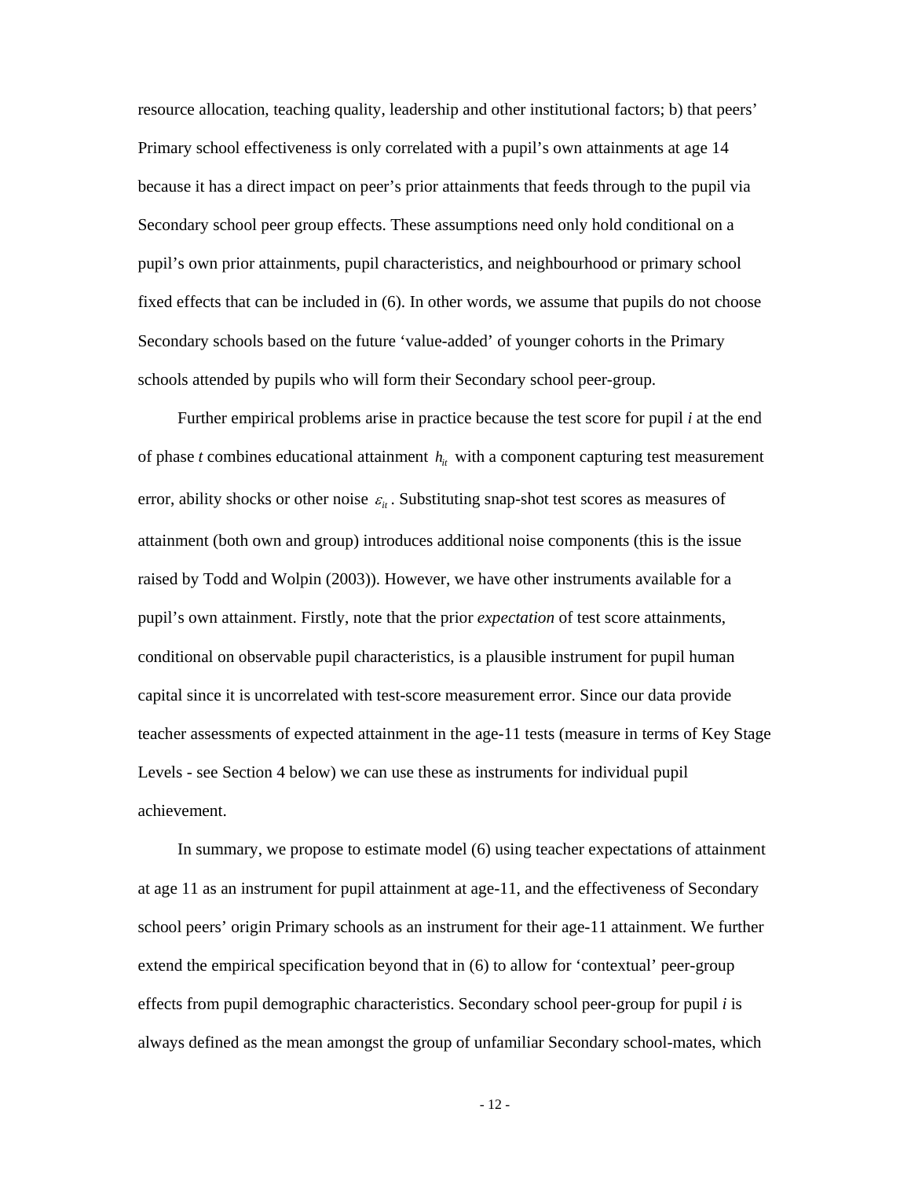resource allocation, teaching quality, leadership and other institutional factors; b) that peers' Primary school effectiveness is only correlated with a pupil's own attainments at age 14 because it has a direct impact on peer's prior attainments that feeds through to the pupil via Secondary school peer group effects. These assumptions need only hold conditional on a pupil's own prior attainments, pupil characteristics, and neighbourhood or primary school fixed effects that can be included in (6). In other words, we assume that pupils do not choose Secondary schools based on the future 'value-added' of younger cohorts in the Primary schools attended by pupils who will form their Secondary school peer-group.

Further empirical problems arise in practice because the test score for pupil *i* at the end of phase *t* combines educational attainment $h_{it}$ with a component capturing test measurement error, ability shocks or other noise $\varepsilon_{it}$. Substituting snap-shot test scores as measures of attainment (both own and group) introduces additional noise components (this is the issue raised by Todd and Wolpin (2003)). However, we have other instruments available for a pupil's own attainment. Firstly, note that the prior *expectation* of test score attainments, conditional on observable pupil characteristics, is a plausible instrument for pupil human capital since it is uncorrelated with test-score measurement error. Since our data provide teacher assessments of expected attainment in the age-11 tests (measure in terms of Key Stage Levels - see Section 4 below) we can use these as instruments for individual pupil achievement.

In summary, we propose to estimate model (6) using teacher expectations of attainment at age 11 as an instrument for pupil attainment at age-11, and the effectiveness of Secondary school peers' origin Primary schools as an instrument for their age-11 attainment. We further extend the empirical specification beyond that in (6) to allow for 'contextual' peer-group effects from pupil demographic characteristics. Secondary school peer-group for pupil *i* is always defined as the mean amongst the group of unfamiliar Secondary school-mates, which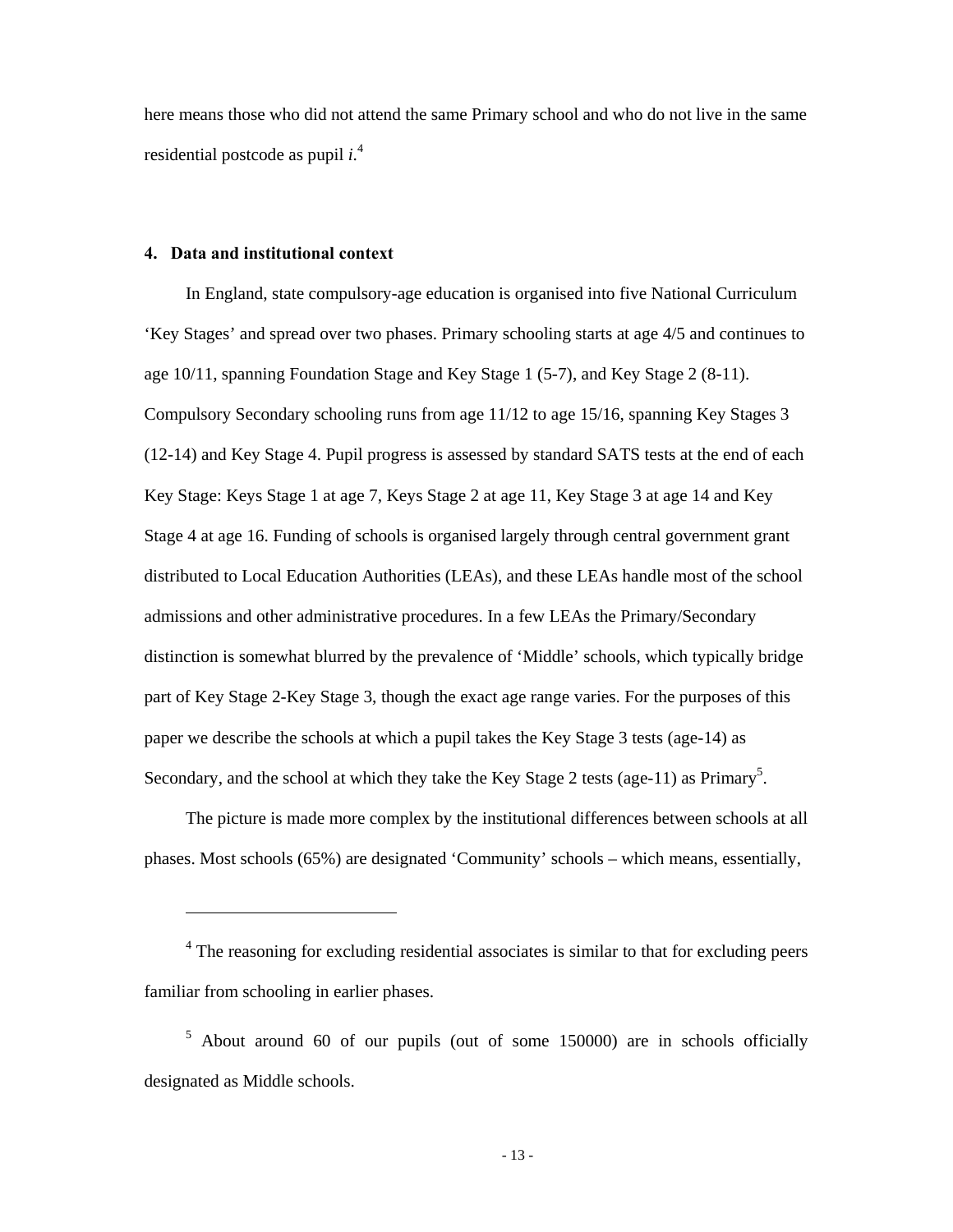here means those who did not attend the same Primary school and who do not live in the same residential postcode as pupil *i*.[4]

## 4. Data and institutional context

In England, state compulsory-age education is organised into five National Curriculum 'Key Stages' and spread over two phases. Primary schooling starts at age 4/5 and continues to age 10/11, spanning Foundation Stage and Key Stage 1 (5-7), and Key Stage 2 (8-11). Compulsory Secondary schooling runs from age 11/12 to age 15/16, spanning Key Stages 3 (12-14) and Key Stage 4. Pupil progress is assessed by standard SATS tests at the end of each Key Stage: Keys Stage 1 at age 7, Keys Stage 2 at age 11, Key Stage 3 at age 14 and Key Stage 4 at age 16. Funding of schools is organised largely through central government grant distributed to Local Education Authorities (LEAs), and these LEAs handle most of the school admissions and other administrative procedures. In a few LEAs the Primary/Secondary distinction is somewhat blurred by the prevalence of 'Middle' schools, which typically bridge part of Key Stage 2-Key Stage 3, though the exact age range varies. For the purposes of this paper we describe the schools at which a pupil takes the Key Stage 3 tests (age-14) as Secondary, and the school at which they take the Key Stage 2 tests (age-11) as Primary[5].

The picture is made more complex by the institutional differences between schools at all phases. Most schools (65%) are designated 'Community' schools – which means, essentially,

---

[4] The reasoning for excluding residential associates is similar to that for excluding peers familiar from schooling in earlier phases.

[5] About around 60 of our pupils (out of some 150000) are in schools officially designated as Middle schools.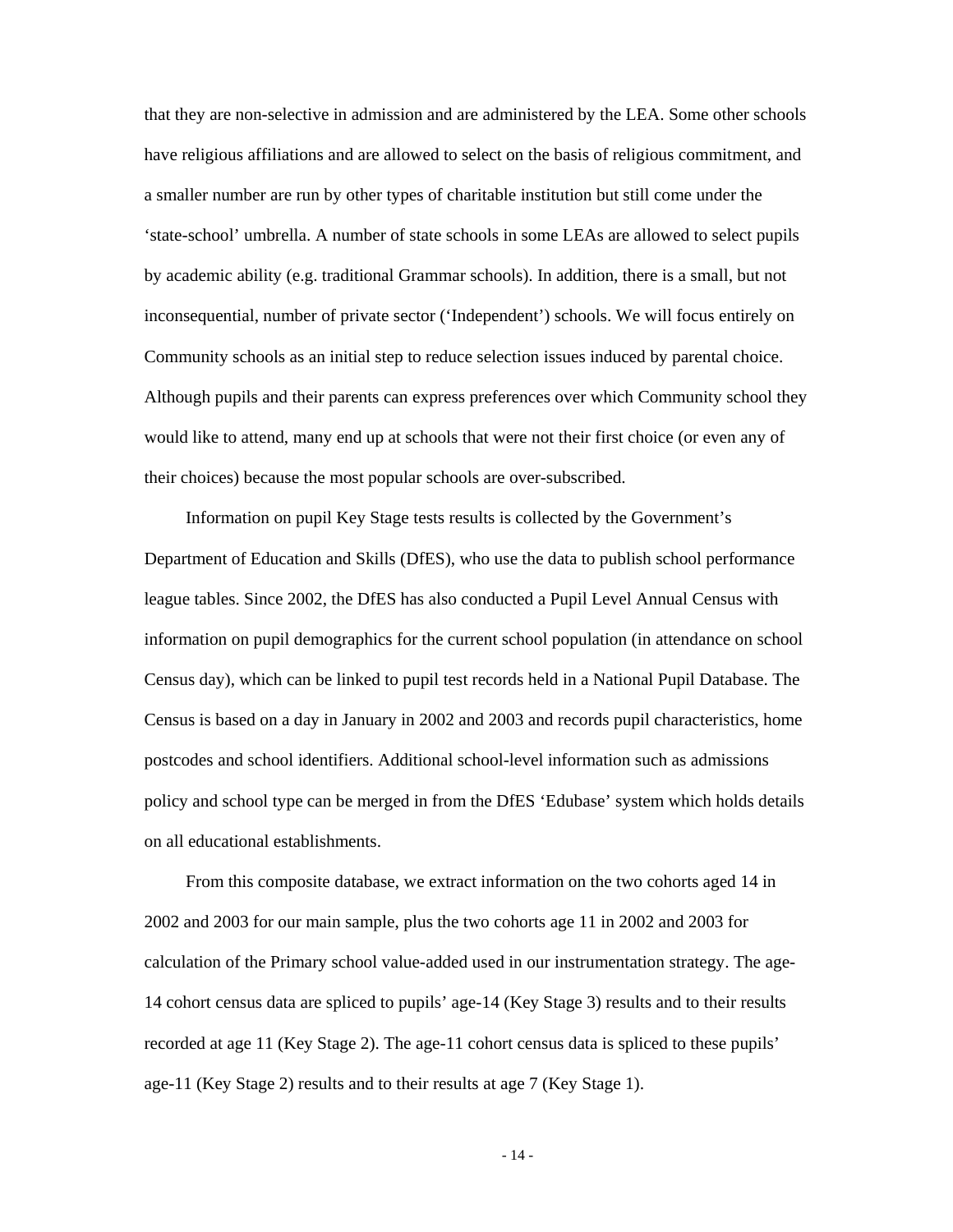that they are non-selective in admission and are administered by the LEA. Some other schools have religious affiliations and are allowed to select on the basis of religious commitment, and a smaller number are run by other types of charitable institution but still come under the 'state-school' umbrella. A number of state schools in some LEAs are allowed to select pupils by academic ability (e.g. traditional Grammar schools). In addition, there is a small, but not inconsequential, number of private sector ('Independent') schools. We will focus entirely on Community schools as an initial step to reduce selection issues induced by parental choice. Although pupils and their parents can express preferences over which Community school they would like to attend, many end up at schools that were not their first choice (or even any of their choices) because the most popular schools are over-subscribed.

Information on pupil Key Stage tests results is collected by the Government's Department of Education and Skills (DfES), who use the data to publish school performance league tables. Since 2002, the DfES has also conducted a Pupil Level Annual Census with information on pupil demographics for the current school population (in attendance on school Census day), which can be linked to pupil test records held in a National Pupil Database. The Census is based on a day in January in 2002 and 2003 and records pupil characteristics, home postcodes and school identifiers. Additional school-level information such as admissions policy and school type can be merged in from the DfES 'Edubase' system which holds details on all educational establishments.

From this composite database, we extract information on the two cohorts aged 14 in 2002 and 2003 for our main sample, plus the two cohorts age 11 in 2002 and 2003 for calculation of the Primary school value-added used in our instrumentation strategy. The age-14 cohort census data are spliced to pupils' age-14 (Key Stage 3) results and to their results recorded at age 11 (Key Stage 2). The age-11 cohort census data is spliced to these pupils' age-11 (Key Stage 2) results and to their results at age 7 (Key Stage 1).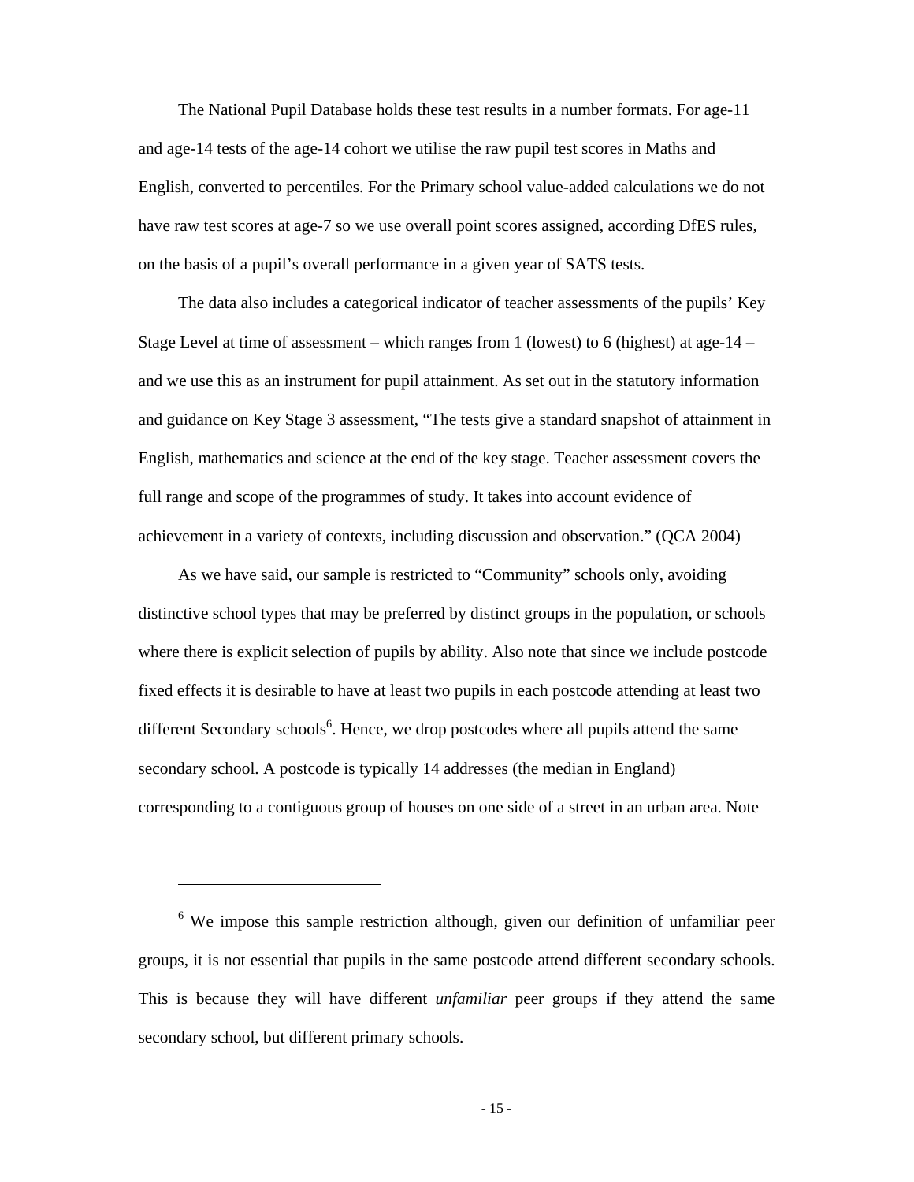The National Pupil Database holds these test results in a number formats. For age-11 and age-14 tests of the age-14 cohort we utilise the raw pupil test scores in Maths and English, converted to percentiles. For the Primary school value-added calculations we do not have raw test scores at age-7 so we use overall point scores assigned, according DfES rules, on the basis of a pupil's overall performance in a given year of SATS tests.

The data also includes a categorical indicator of teacher assessments of the pupils' Key Stage Level at time of assessment – which ranges from 1 (lowest) to 6 (highest) at age-14 – and we use this as an instrument for pupil attainment. As set out in the statutory information and guidance on Key Stage 3 assessment, "The tests give a standard snapshot of attainment in English, mathematics and science at the end of the key stage. Teacher assessment covers the full range and scope of the programmes of study. It takes into account evidence of achievement in a variety of contexts, including discussion and observation." (QCA 2004)

As we have said, our sample is restricted to "Community" schools only, avoiding distinctive school types that may be preferred by distinct groups in the population, or schools where there is explicit selection of pupils by ability. Also note that since we include postcode fixed effects it is desirable to have at least two pupils in each postcode attending at least two different Secondary schools[6]. Hence, we drop postcodes where all pupils attend the same secondary school. A postcode is typically 14 addresses (the median in England) corresponding to a contiguous group of houses on one side of a street in an urban area. Note

---

[6] We impose this sample restriction although, given our definition of unfamiliar peer groups, it is not essential that pupils in the same postcode attend different secondary schools. This is because they will have different *unfamiliar* peer groups if they attend the same secondary school, but different primary schools.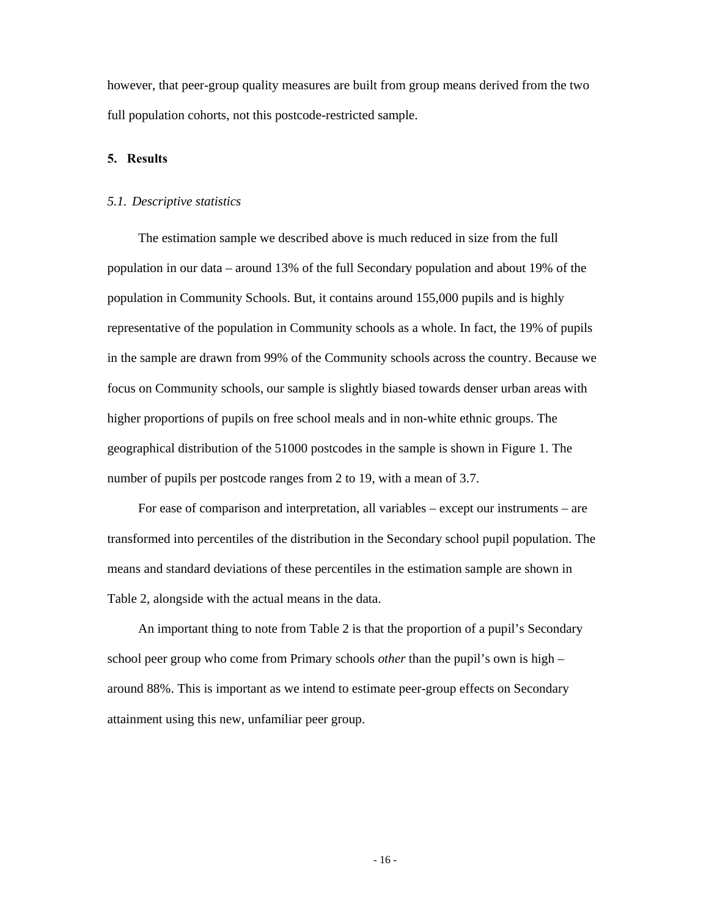however, that peer-group quality measures are built from group means derived from the two full population cohorts, not this postcode-restricted sample.

## 5. Results

### *5.1. Descriptive statistics*

The estimation sample we described above is much reduced in size from the full population in our data – around 13% of the full Secondary population and about 19% of the population in Community Schools. But, it contains around 155,000 pupils and is highly representative of the population in Community schools as a whole. In fact, the 19% of pupils in the sample are drawn from 99% of the Community schools across the country. Because we focus on Community schools, our sample is slightly biased towards denser urban areas with higher proportions of pupils on free school meals and in non-white ethnic groups. The geographical distribution of the 51000 postcodes in the sample is shown in Figure 1. The number of pupils per postcode ranges from 2 to 19, with a mean of 3.7.

For ease of comparison and interpretation, all variables – except our instruments – are transformed into percentiles of the distribution in the Secondary school pupil population. The means and standard deviations of these percentiles in the estimation sample are shown in Table 2, alongside with the actual means in the data.

An important thing to note from Table 2 is that the proportion of a pupil's Secondary school peer group who come from Primary schools *other* than the pupil's own is high – around 88%. This is important as we intend to estimate peer-group effects on Secondary attainment using this new, unfamiliar peer group.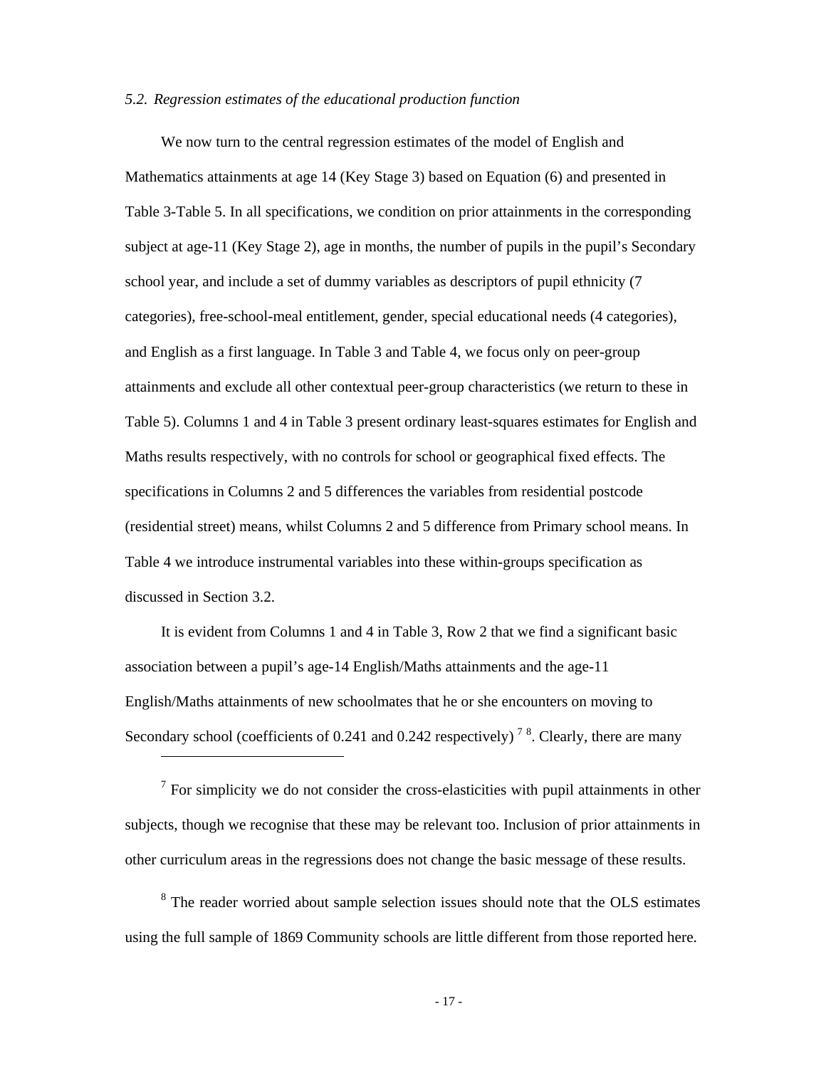*5.2. Regression estimates of the educational production function*

We now turn to the central regression estimates of the model of English and Mathematics attainments at age 14 (Key Stage 3) based on Equation (6) and presented in Table 3-Table 5. In all specifications, we condition on prior attainments in the corresponding subject at age-11 (Key Stage 2), age in months, the number of pupils in the pupil's Secondary school year, and include a set of dummy variables as descriptors of pupil ethnicity (7 categories), free-school-meal entitlement, gender, special educational needs (4 categories), and English as a first language. In Table 3 and Table 4, we focus only on peer-group attainments and exclude all other contextual peer-group characteristics (we return to these in Table 5). Columns 1 and 4 in Table 3 present ordinary least-squares estimates for English and Maths results respectively, with no controls for school or geographical fixed effects. The specifications in Columns 2 and 5 differences the variables from residential postcode (residential street) means, whilst Columns 2 and 5 difference from Primary school means. In Table 4 we introduce instrumental variables into these within-groups specification as discussed in Section 3.2.

It is evident from Columns 1 and 4 in Table 3, Row 2 that we find a significant basic association between a pupil's age-14 English/Maths attainments and the age-11 English/Maths attainments of new schoolmates that he or she encounters on moving to Secondary school (coefficients of 0.241 and 0.242 respectively) [7] [8]. Clearly, there are many

[7] For simplicity we do not consider the cross-elasticities with pupil attainments in other subjects, though we recognise that these may be relevant too. Inclusion of prior attainments in other curriculum areas in the regressions does not change the basic message of these results.

[8] The reader worried about sample selection issues should note that the OLS estimates using the full sample of 1869 Community schools are little different from those reported here.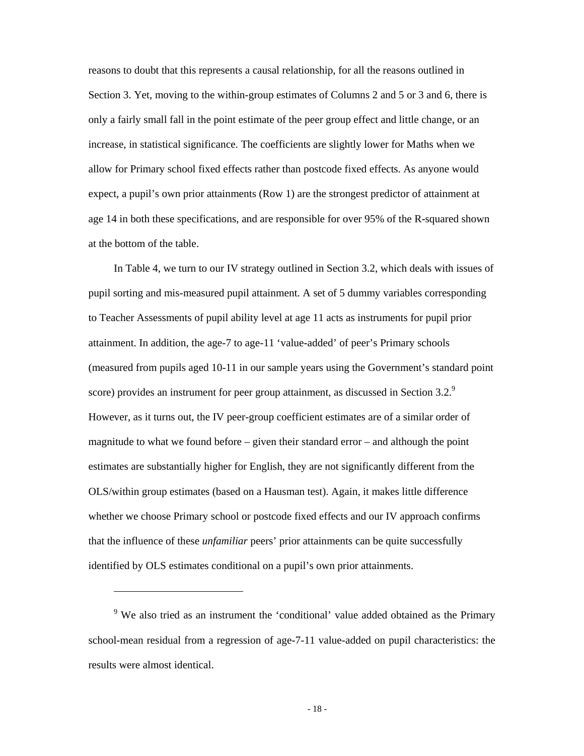reasons to doubt that this represents a causal relationship, for all the reasons outlined in Section 3. Yet, moving to the within-group estimates of Columns 2 and 5 or 3 and 6, there is only a fairly small fall in the point estimate of the peer group effect and little change, or an increase, in statistical significance. The coefficients are slightly lower for Maths when we allow for Primary school fixed effects rather than postcode fixed effects. As anyone would expect, a pupil's own prior attainments (Row 1) are the strongest predictor of attainment at age 14 in both these specifications, and are responsible for over 95% of the R-squared shown at the bottom of the table.

In Table 4, we turn to our IV strategy outlined in Section 3.2, which deals with issues of pupil sorting and mis-measured pupil attainment. A set of 5 dummy variables corresponding to Teacher Assessments of pupil ability level at age 11 acts as instruments for pupil prior attainment. In addition, the age-7 to age-11 'value-added' of peer's Primary schools (measured from pupils aged 10-11 in our sample years using the Government's standard point score) provides an instrument for peer group attainment, as discussed in Section 3.2.[9] However, as it turns out, the IV peer-group coefficient estimates are of a similar order of magnitude to what we found before – given their standard error – and although the point estimates are substantially higher for English, they are not significantly different from the OLS/within group estimates (based on a Hausman test). Again, it makes little difference whether we choose Primary school or postcode fixed effects and our IV approach confirms that the influence of these *unfamiliar* peers' prior attainments can be quite successfully identified by OLS estimates conditional on a pupil's own prior attainments.

[9] We also tried as an instrument the 'conditional' value added obtained as the Primary school-mean residual from a regression of age-7-11 value-added on pupil characteristics: the results were almost identical.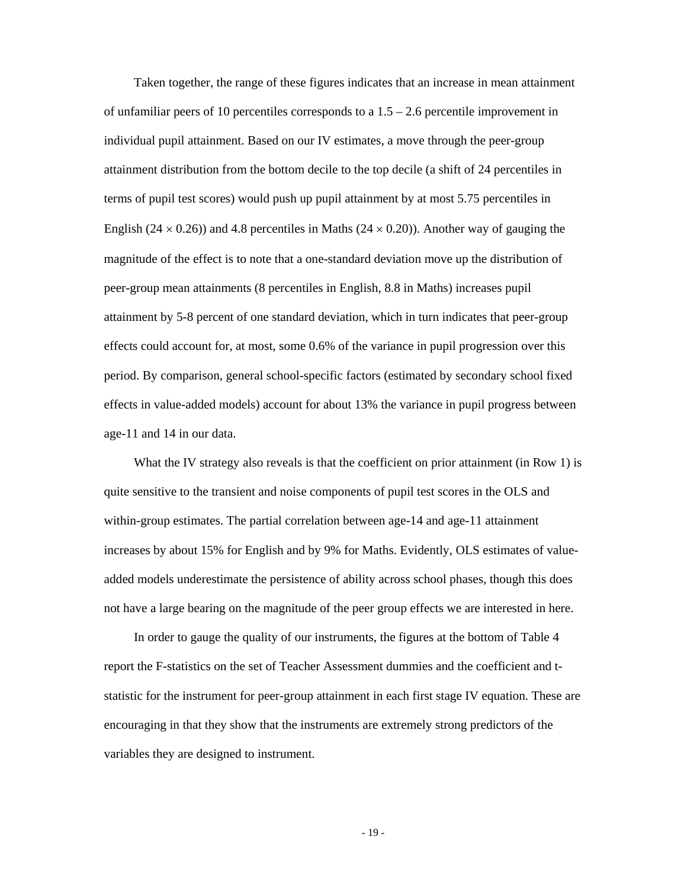Taken together, the range of these figures indicates that an increase in mean attainment of unfamiliar peers of 10 percentiles corresponds to a 1.5 – 2.6 percentile improvement in individual pupil attainment. Based on our IV estimates, a move through the peer-group attainment distribution from the bottom decile to the top decile (a shift of 24 percentiles in terms of pupil test scores) would push up pupil attainment by at most 5.75 percentiles in English ($24 \times 0.26$)) and 4.8 percentiles in Maths ($24 \times 0.20$)). Another way of gauging the magnitude of the effect is to note that a one-standard deviation move up the distribution of peer-group mean attainments (8 percentiles in English, 8.8 in Maths) increases pupil attainment by 5-8 percent of one standard deviation, which in turn indicates that peer-group effects could account for, at most, some 0.6% of the variance in pupil progression over this period. By comparison, general school-specific factors (estimated by secondary school fixed effects in value-added models) account for about 13% the variance in pupil progress between age-11 and 14 in our data.

What the IV strategy also reveals is that the coefficient on prior attainment (in Row 1) is quite sensitive to the transient and noise components of pupil test scores in the OLS and within-group estimates. The partial correlation between age-14 and age-11 attainment increases by about 15% for English and by 9% for Maths. Evidently, OLS estimates of value-added models underestimate the persistence of ability across school phases, though this does not have a large bearing on the magnitude of the peer group effects we are interested in here.

In order to gauge the quality of our instruments, the figures at the bottom of Table 4 report the F-statistics on the set of Teacher Assessment dummies and the coefficient and t-statistic for the instrument for peer-group attainment in each first stage IV equation. These are encouraging in that they show that the instruments are extremely strong predictors of the variables they are designed to instrument.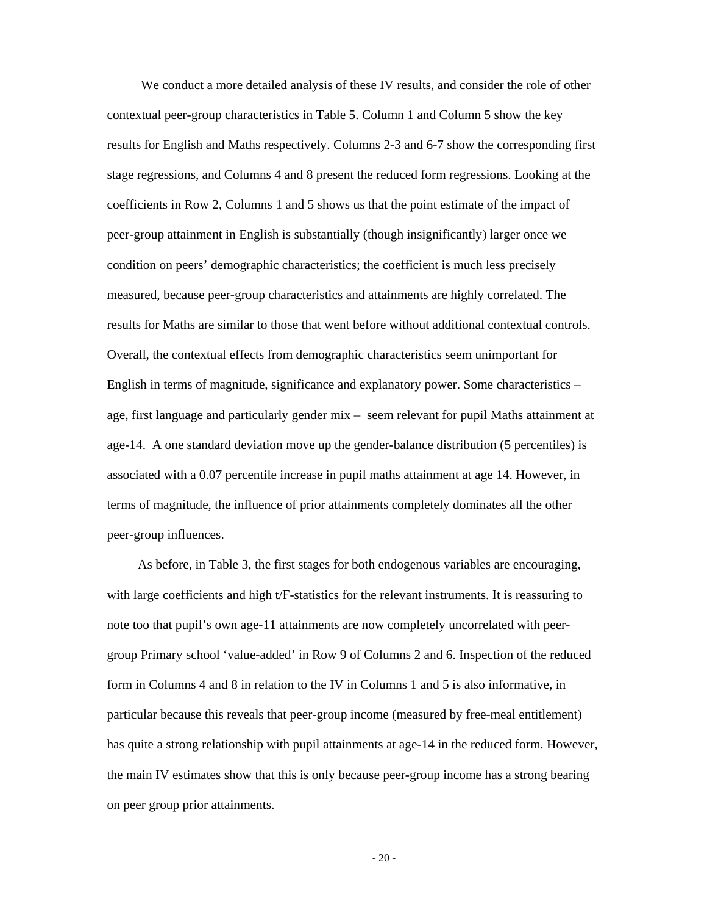We conduct a more detailed analysis of these IV results, and consider the role of other contextual peer-group characteristics in Table 5. Column 1 and Column 5 show the key results for English and Maths respectively. Columns 2-3 and 6-7 show the corresponding first stage regressions, and Columns 4 and 8 present the reduced form regressions. Looking at the coefficients in Row 2, Columns 1 and 5 shows us that the point estimate of the impact of peer-group attainment in English is substantially (though insignificantly) larger once we condition on peers' demographic characteristics; the coefficient is much less precisely measured, because peer-group characteristics and attainments are highly correlated. The results for Maths are similar to those that went before without additional contextual controls. Overall, the contextual effects from demographic characteristics seem unimportant for English in terms of magnitude, significance and explanatory power. Some characteristics – age, first language and particularly gender mix – seem relevant for pupil Maths attainment at age-14. A one standard deviation move up the gender-balance distribution (5 percentiles) is associated with a 0.07 percentile increase in pupil maths attainment at age 14. However, in terms of magnitude, the influence of prior attainments completely dominates all the other peer-group influences.

As before, in Table 3, the first stages for both endogenous variables are encouraging, with large coefficients and high t/F-statistics for the relevant instruments. It is reassuring to note too that pupil's own age-11 attainments are now completely uncorrelated with peer-group Primary school 'value-added' in Row 9 of Columns 2 and 6. Inspection of the reduced form in Columns 4 and 8 in relation to the IV in Columns 1 and 5 is also informative, in particular because this reveals that peer-group income (measured by free-meal entitlement) has quite a strong relationship with pupil attainments at age-14 in the reduced form. However, the main IV estimates show that this is only because peer-group income has a strong bearing on peer group prior attainments.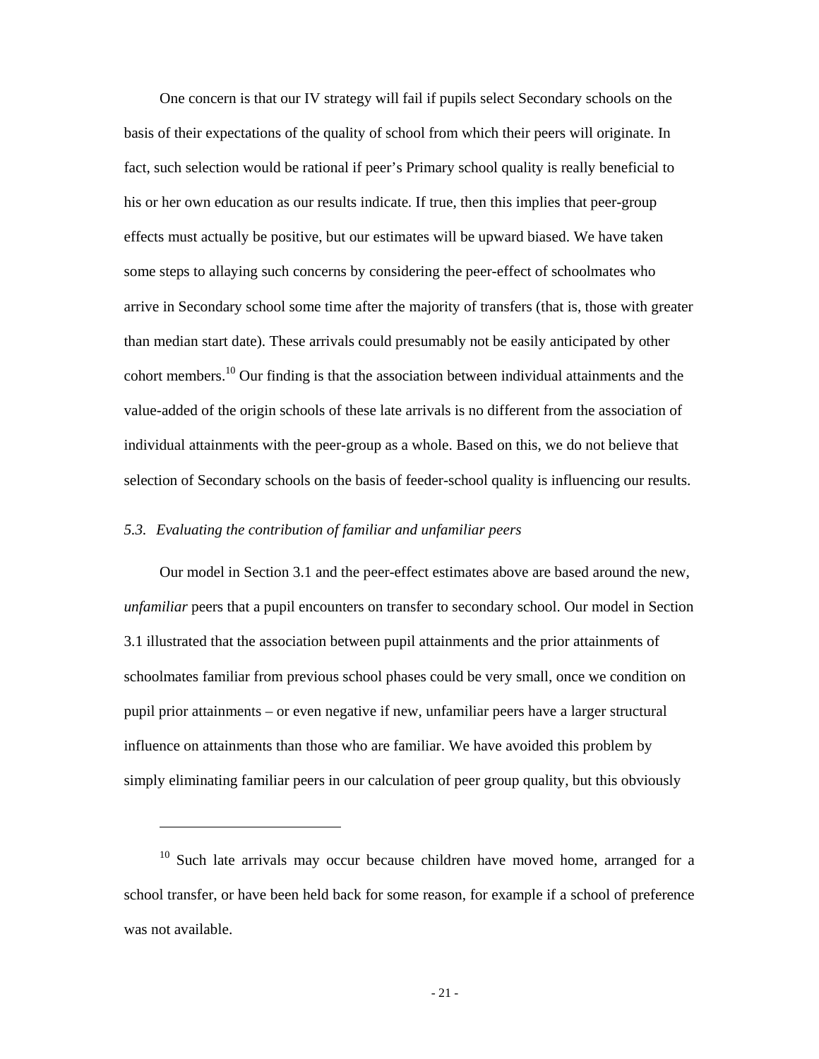One concern is that our IV strategy will fail if pupils select Secondary schools on the basis of their expectations of the quality of school from which their peers will originate. In fact, such selection would be rational if peer's Primary school quality is really beneficial to his or her own education as our results indicate. If true, then this implies that peer-group effects must actually be positive, but our estimates will be upward biased. We have taken some steps to allaying such concerns by considering the peer-effect of schoolmates who arrive in Secondary school some time after the majority of transfers (that is, those with greater than median start date). These arrivals could presumably not be easily anticipated by other cohort members.[10] Our finding is that the association between individual attainments and the value-added of the origin schools of these late arrivals is no different from the association of individual attainments with the peer-group as a whole. Based on this, we do not believe that selection of Secondary schools on the basis of feeder-school quality is influencing our results.

### *5.3. Evaluating the contribution of familiar and unfamiliar peers*

Our model in Section 3.1 and the peer-effect estimates above are based around the new, *unfamiliar* peers that a pupil encounters on transfer to secondary school. Our model in Section 3.1 illustrated that the association between pupil attainments and the prior attainments of schoolmates familiar from previous school phases could be very small, once we condition on pupil prior attainments – or even negative if new, unfamiliar peers have a larger structural influence on attainments than those who are familiar. We have avoided this problem by simply eliminating familiar peers in our calculation of peer group quality, but this obviously

[10] Such late arrivals may occur because children have moved home, arranged for a school transfer, or have been held back for some reason, for example if a school of preference was not available.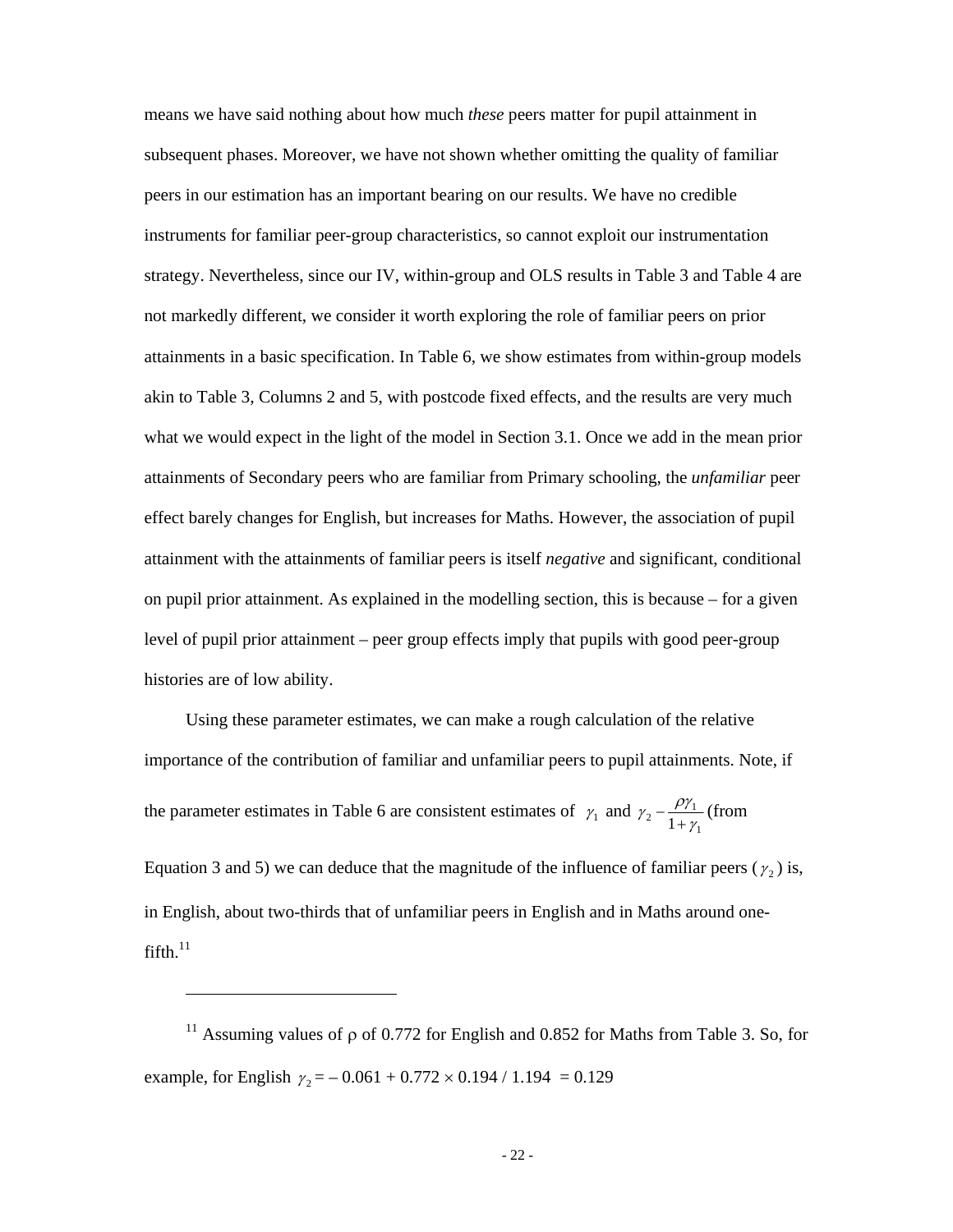means we have said nothing about how much *these* peers matter for pupil attainment in subsequent phases. Moreover, we have not shown whether omitting the quality of familiar peers in our estimation has an important bearing on our results. We have no credible instruments for familiar peer-group characteristics, so cannot exploit our instrumentation strategy. Nevertheless, since our IV, within-group and OLS results in Table 3 and Table 4 are not markedly different, we consider it worth exploring the role of familiar peers on prior attainments in a basic specification. In Table 6, we show estimates from within-group models akin to Table 3, Columns 2 and 5, with postcode fixed effects, and the results are very much what we would expect in the light of the model in Section 3.1. Once we add in the mean prior attainments of Secondary peers who are familiar from Primary schooling, the *unfamiliar* peer effect barely changes for English, but increases for Maths. However, the association of pupil attainment with the attainments of familiar peers is itself *negative* and significant, conditional on pupil prior attainment. As explained in the modelling section, this is because – for a given level of pupil prior attainment – peer group effects imply that pupils with good peer-group histories are of low ability.

Using these parameter estimates, we can make a rough calculation of the relative importance of the contribution of familiar and unfamiliar peers to pupil attainments. Note, if the parameter estimates in Table 6 are consistent estimates of $\gamma_1$ and $\gamma_2 - \frac{\rho\gamma_1}{1+\gamma_1}$ (from Equation 3 and 5) we can deduce that the magnitude of the influence of familiar peers ($\gamma_2$) is, in English, about two-thirds that of unfamiliar peers in English and in Maths around one-fifth.[11]

---

[11] Assuming values of $\rho$ of 0.772 for English and 0.852 for Maths from Table 3. So, for example, for English $\gamma_2 = -0.061 + 0.772 \times 0.194 / 1.194 = 0.129$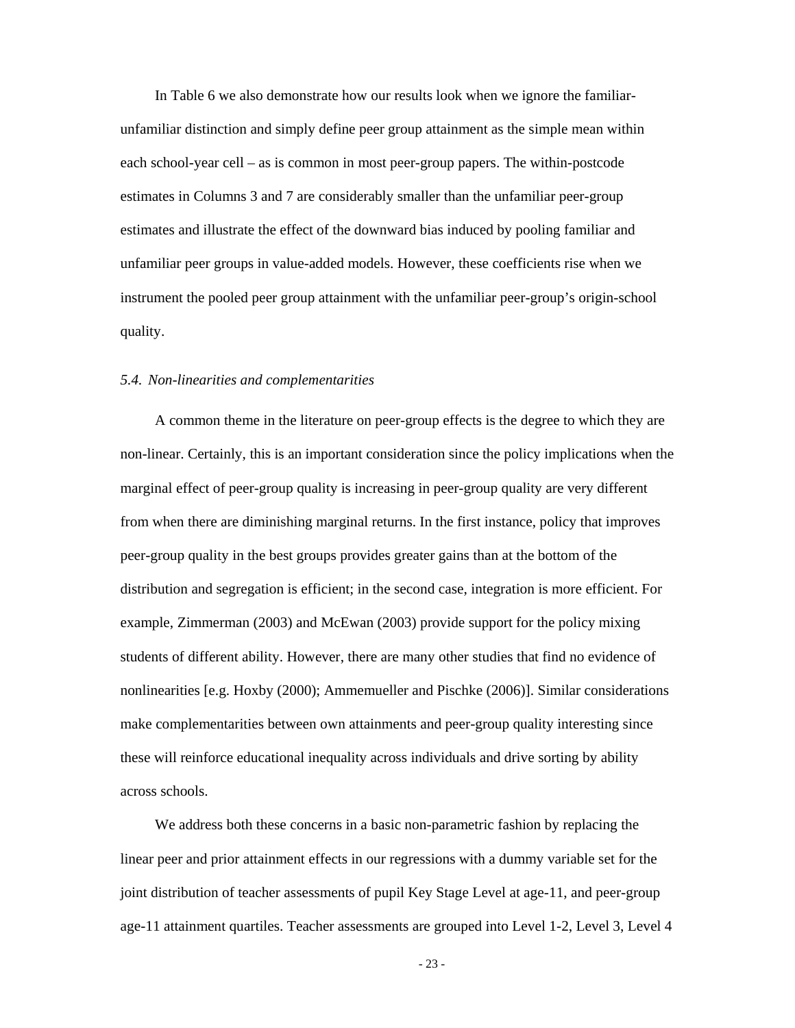In Table 6 we also demonstrate how our results look when we ignore the familiar-unfamiliar distinction and simply define peer group attainment as the simple mean within each school-year cell – as is common in most peer-group papers. The within-postcode estimates in Columns 3 and 7 are considerably smaller than the unfamiliar peer-group estimates and illustrate the effect of the downward bias induced by pooling familiar and unfamiliar peer groups in value-added models. However, these coefficients rise when we instrument the pooled peer group attainment with the unfamiliar peer-group's origin-school quality.

*5.4. Non-linearities and complementarities*

A common theme in the literature on peer-group effects is the degree to which they are non-linear. Certainly, this is an important consideration since the policy implications when the marginal effect of peer-group quality is increasing in peer-group quality are very different from when there are diminishing marginal returns. In the first instance, policy that improves peer-group quality in the best groups provides greater gains than at the bottom of the distribution and segregation is efficient; in the second case, integration is more efficient. For example, Zimmerman (2003) and McEwan (2003) provide support for the policy mixing students of different ability. However, there are many other studies that find no evidence of nonlinearities [e.g. Hoxby (2000); Ammemueller and Pischke (2006)]. Similar considerations make complementarities between own attainments and peer-group quality interesting since these will reinforce educational inequality across individuals and drive sorting by ability across schools.

We address both these concerns in a basic non-parametric fashion by replacing the linear peer and prior attainment effects in our regressions with a dummy variable set for the joint distribution of teacher assessments of pupil Key Stage Level at age-11, and peer-group age-11 attainment quartiles. Teacher assessments are grouped into Level 1-2, Level 3, Level 4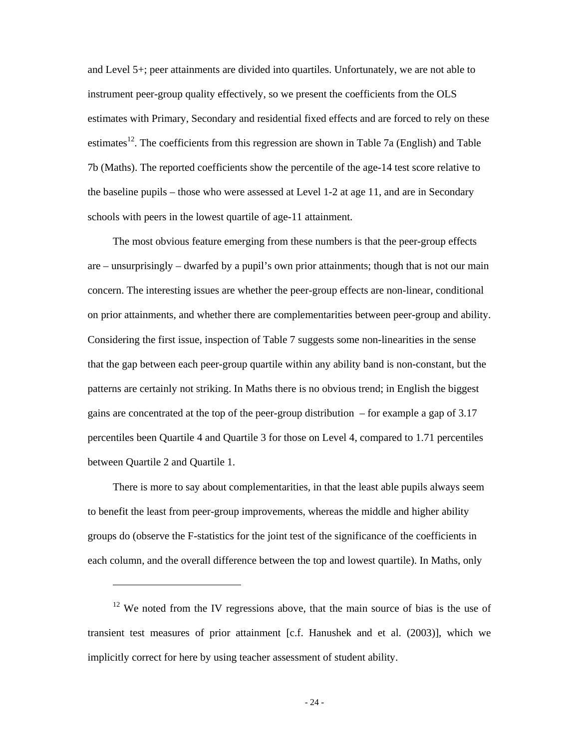and Level 5+; peer attainments are divided into quartiles. Unfortunately, we are not able to instrument peer-group quality effectively, so we present the coefficients from the OLS estimates with Primary, Secondary and residential fixed effects and are forced to rely on these estimates[12]. The coefficients from this regression are shown in Table 7a (English) and Table 7b (Maths). The reported coefficients show the percentile of the age-14 test score relative to the baseline pupils – those who were assessed at Level 1-2 at age 11, and are in Secondary schools with peers in the lowest quartile of age-11 attainment.

The most obvious feature emerging from these numbers is that the peer-group effects are – unsurprisingly – dwarfed by a pupil's own prior attainments; though that is not our main concern. The interesting issues are whether the peer-group effects are non-linear, conditional on prior attainments, and whether there are complementarities between peer-group and ability. Considering the first issue, inspection of Table 7 suggests some non-linearities in the sense that the gap between each peer-group quartile within any ability band is non-constant, but the patterns are certainly not striking. In Maths there is no obvious trend; in English the biggest gains are concentrated at the top of the peer-group distribution – for example a gap of 3.17 percentiles been Quartile 4 and Quartile 3 for those on Level 4, compared to 1.71 percentiles between Quartile 2 and Quartile 1.

There is more to say about complementarities, in that the least able pupils always seem to benefit the least from peer-group improvements, whereas the middle and higher ability groups do (observe the F-statistics for the joint test of the significance of the coefficients in each column, and the overall difference between the top and lowest quartile). In Maths, only

[12] We noted from the IV regressions above, that the main source of bias is the use of transient test measures of prior attainment [c.f. Hanushek and et al. (2003)], which we implicitly correct for here by using teacher assessment of student ability.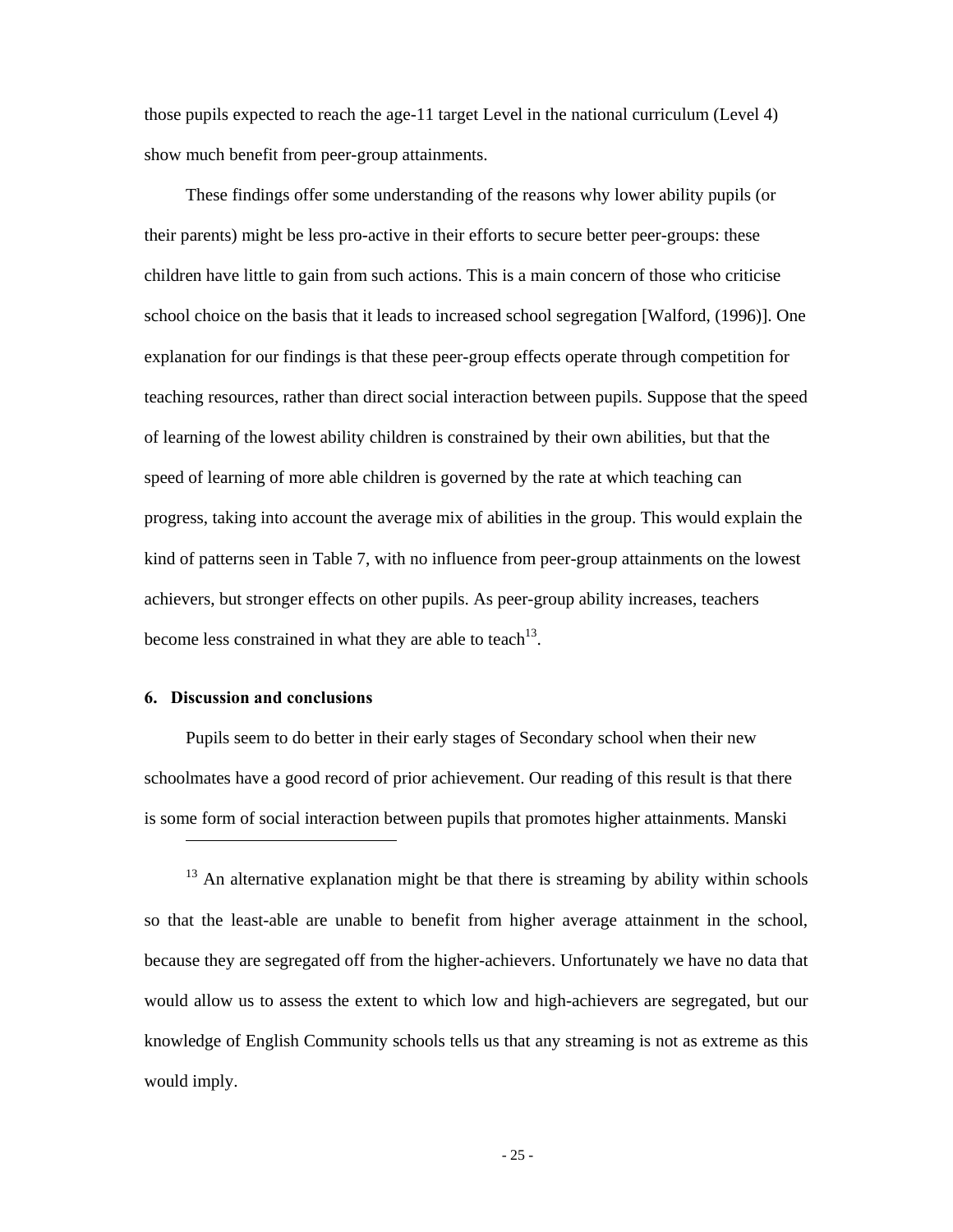those pupils expected to reach the age-11 target Level in the national curriculum (Level 4) show much benefit from peer-group attainments.

These findings offer some understanding of the reasons why lower ability pupils (or their parents) might be less pro-active in their efforts to secure better peer-groups: these children have little to gain from such actions. This is a main concern of those who criticise school choice on the basis that it leads to increased school segregation [Walford, (1996)]. One explanation for our findings is that these peer-group effects operate through competition for teaching resources, rather than direct social interaction between pupils. Suppose that the speed of learning of the lowest ability children is constrained by their own abilities, but that the speed of learning of more able children is governed by the rate at which teaching can progress, taking into account the average mix of abilities in the group. This would explain the kind of patterns seen in Table 7, with no influence from peer-group attainments on the lowest achievers, but stronger effects on other pupils. As peer-group ability increases, teachers become less constrained in what they are able to teach[13].

## 6. Discussion and conclusions

Pupils seem to do better in their early stages of Secondary school when their new schoolmates have a good record of prior achievement. Our reading of this result is that there is some form of social interaction between pupils that promotes higher attainments. Manski

---

[13] An alternative explanation might be that there is streaming by ability within schools so that the least-able are unable to benefit from higher average attainment in the school, because they are segregated off from the higher-achievers. Unfortunately we have no data that would allow us to assess the extent to which low and high-achievers are segregated, but our knowledge of English Community schools tells us that any streaming is not as extreme as this would imply.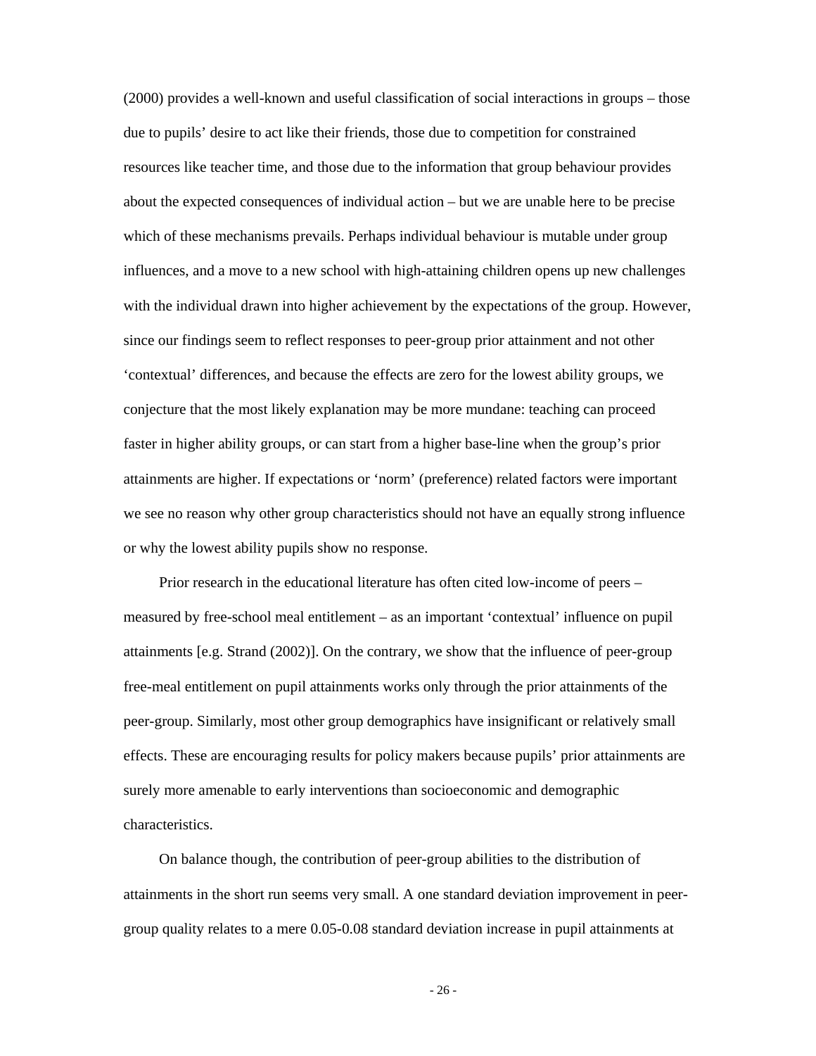(2000) provides a well-known and useful classification of social interactions in groups – those due to pupils' desire to act like their friends, those due to competition for constrained resources like teacher time, and those due to the information that group behaviour provides about the expected consequences of individual action – but we are unable here to be precise which of these mechanisms prevails. Perhaps individual behaviour is mutable under group influences, and a move to a new school with high-attaining children opens up new challenges with the individual drawn into higher achievement by the expectations of the group. However, since our findings seem to reflect responses to peer-group prior attainment and not other 'contextual' differences, and because the effects are zero for the lowest ability groups, we conjecture that the most likely explanation may be more mundane: teaching can proceed faster in higher ability groups, or can start from a higher base-line when the group's prior attainments are higher. If expectations or 'norm' (preference) related factors were important we see no reason why other group characteristics should not have an equally strong influence or why the lowest ability pupils show no response.

Prior research in the educational literature has often cited low-income of peers – measured by free-school meal entitlement – as an important 'contextual' influence on pupil attainments [e.g. Strand (2002)]. On the contrary, we show that the influence of peer-group free-meal entitlement on pupil attainments works only through the prior attainments of the peer-group. Similarly, most other group demographics have insignificant or relatively small effects. These are encouraging results for policy makers because pupils' prior attainments are surely more amenable to early interventions than socioeconomic and demographic characteristics.

On balance though, the contribution of peer-group abilities to the distribution of attainments in the short run seems very small. A one standard deviation improvement in peer-group quality relates to a mere 0.05-0.08 standard deviation increase in pupil attainments at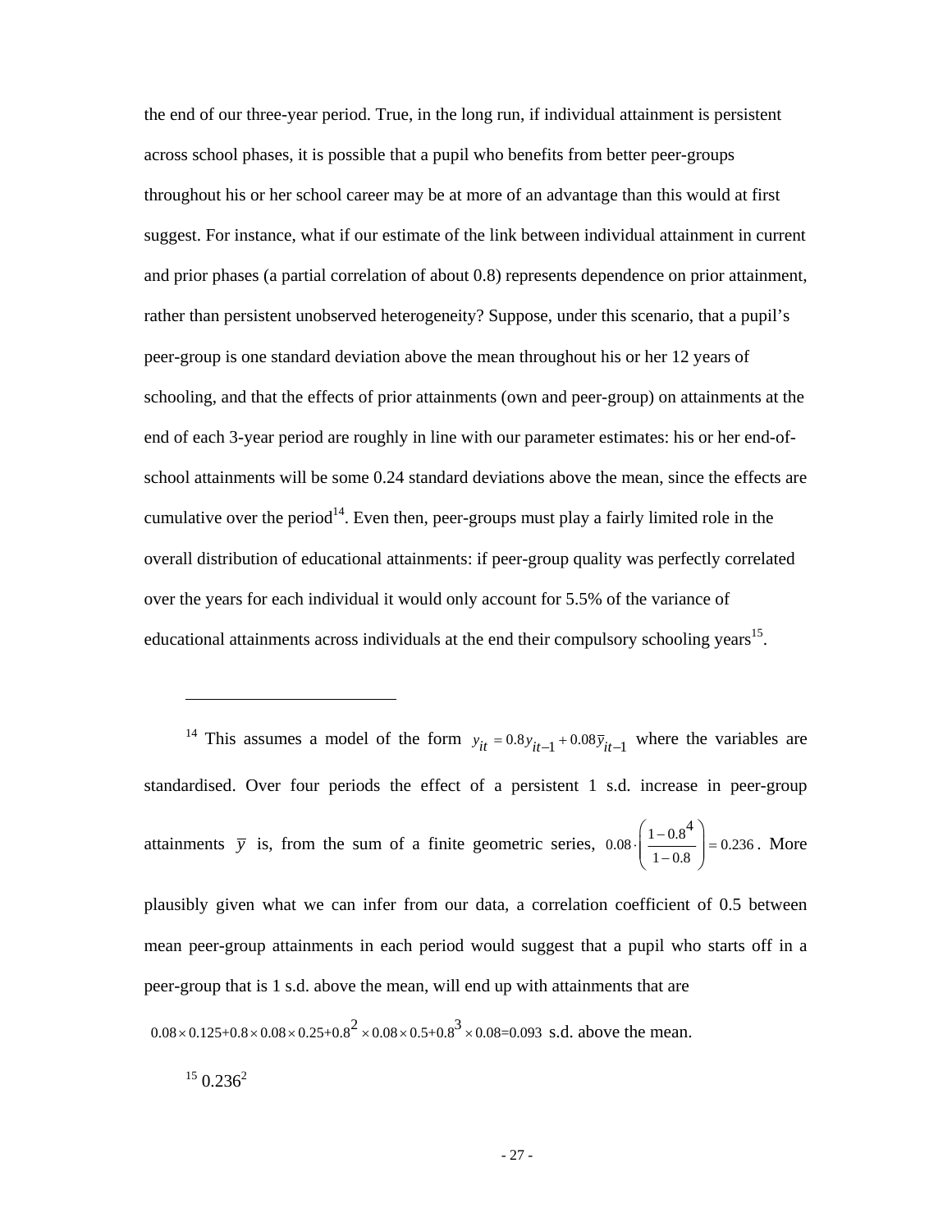the end of our three-year period. True, in the long run, if individual attainment is persistent across school phases, it is possible that a pupil who benefits from better peer-groups throughout his or her school career may be at more of an advantage than this would at first suggest. For instance, what if our estimate of the link between individual attainment in current and prior phases (a partial correlation of about 0.8) represents dependence on prior attainment, rather than persistent unobserved heterogeneity? Suppose, under this scenario, that a pupil's peer-group is one standard deviation above the mean throughout his or her 12 years of schooling, and that the effects of prior attainments (own and peer-group) on attainments at the end of each 3-year period are roughly in line with our parameter estimates: his or her end-of-school attainments will be some 0.24 standard deviations above the mean, since the effects are cumulative over the period[14]. Even then, peer-groups must play a fairly limited role in the overall distribution of educational attainments: if peer-group quality was perfectly correlated over the years for each individual it would only account for 5.5% of the variance of educational attainments across individuals at the end their compulsory schooling years[15].

---

[14] This assumes a model of the form $y_{it} = 0.8y_{it-1} + 0.08\bar{y}_{it-1}$ where the variables are standardised. Over four periods the effect of a persistent 1 s.d. increase in peer-group attainments $\bar{y}$ is, from the sum of a finite geometric series, $0.08 \cdot \left( \frac{1 - 0.8^4}{1 - 0.8} \right) = 0.236$. More plausibly given what we can infer from our data, a correlation coefficient of 0.5 between mean peer-group attainments in each period would suggest that a pupil who starts off in a peer-group that is 1 s.d. above the mean, will end up with attainments that are $0.08 \times 0.125 + 0.8 \times 0.08 \times 0.25 + 0.8^2 \times 0.08 \times 0.5 + 0.8^3 \times 0.08 = 0.093$ s.d. above the mean.

[15] $0.236^2$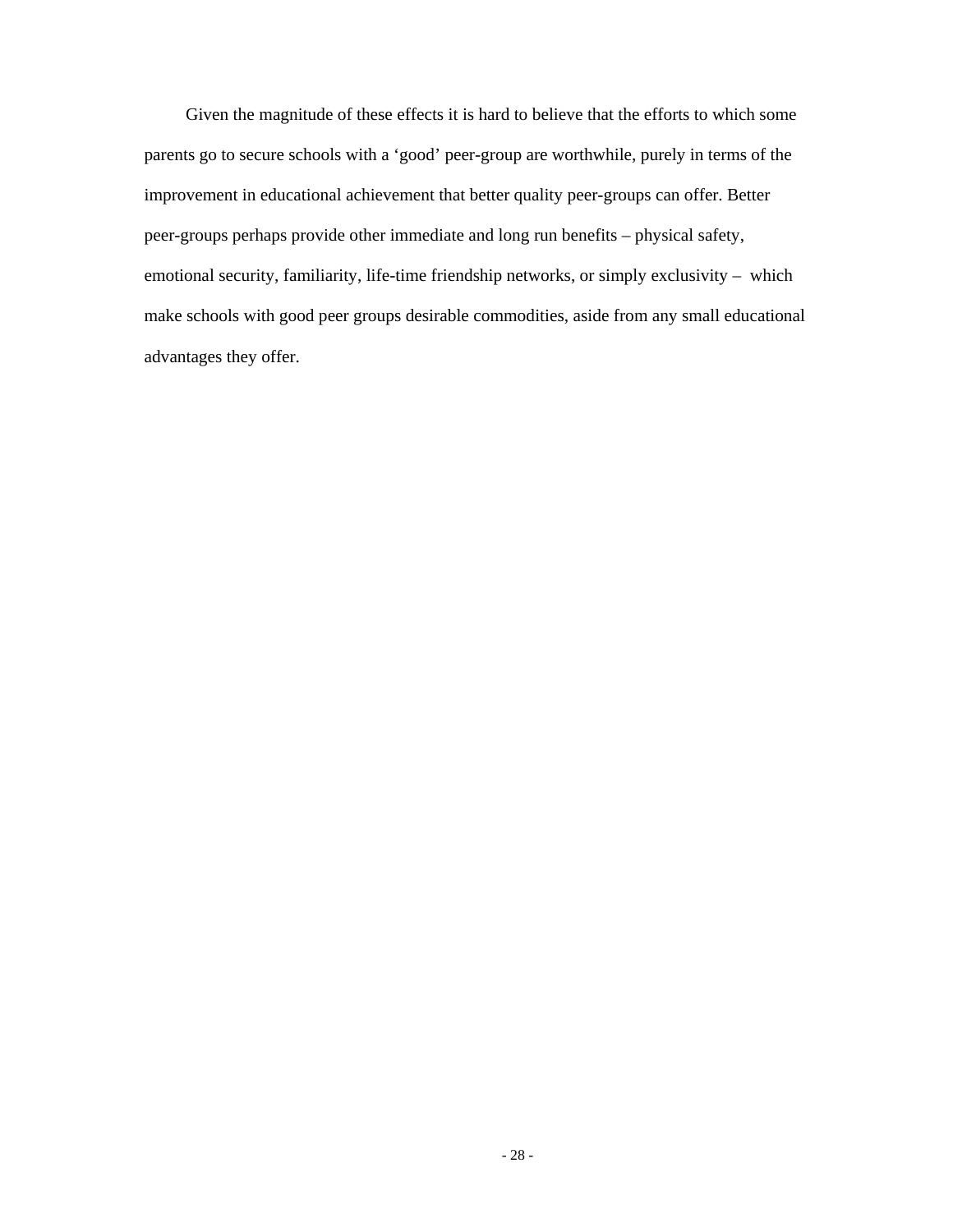Given the magnitude of these effects it is hard to believe that the efforts to which some parents go to secure schools with a ‘good’ peer-group are worthwhile, purely in terms of the improvement in educational achievement that better quality peer-groups can offer. Better peer-groups perhaps provide other immediate and long run benefits – physical safety, emotional security, familiarity, life-time friendship networks, or simply exclusivity – which make schools with good peer groups desirable commodities, aside from any small educational advantages they offer.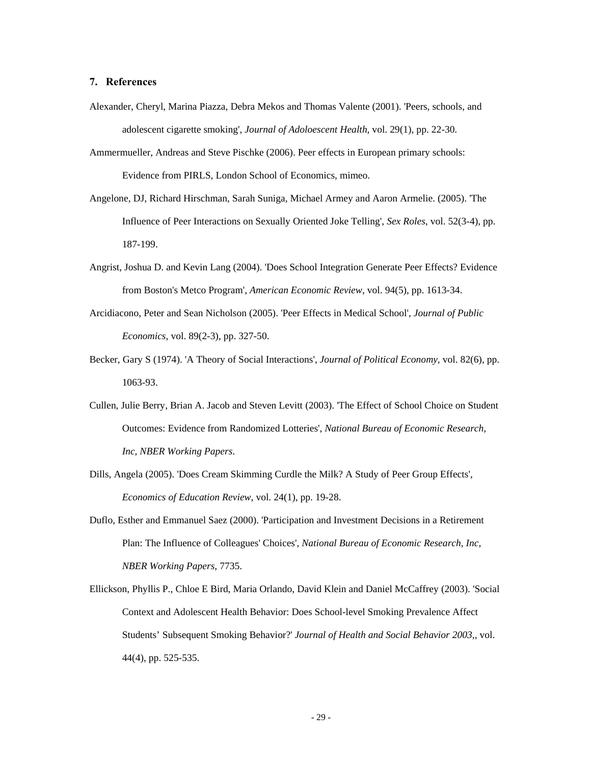## 7. References

Alexander, Cheryl, Marina Piazza, Debra Mekos and Thomas Valente (2001). 'Peers, schools, and adolescent cigarette smoking', *Journal of Adoloescent Health*, vol. 29(1), pp. 22-30.

Ammermueller, Andreas and Steve Pischke (2006). Peer effects in European primary schools: Evidence from PIRLS, London School of Economics, mimeo.

Angelone, DJ, Richard Hirschman, Sarah Suniga, Michael Armey and Aaron Armelie. (2005). 'The Influence of Peer Interactions on Sexually Oriented Joke Telling', *Sex Roles*, vol. 52(3-4), pp. 187-199.

Angrist, Joshua D. and Kevin Lang (2004). 'Does School Integration Generate Peer Effects? Evidence from Boston's Metco Program', *American Economic Review*, vol. 94(5), pp. 1613-34.

Arcidiacono, Peter and Sean Nicholson (2005). 'Peer Effects in Medical School', *Journal of Public Economics*, vol. 89(2-3), pp. 327-50.

Becker, Gary S (1974). 'A Theory of Social Interactions', *Journal of Political Economy*, vol. 82(6), pp. 1063-93.

Cullen, Julie Berry, Brian A. Jacob and Steven Levitt (2003). 'The Effect of School Choice on Student Outcomes: Evidence from Randomized Lotteries', *National Bureau of Economic Research, Inc, NBER Working Papers*.

Dills, Angela (2005). 'Does Cream Skimming Curdle the Milk? A Study of Peer Group Effects', *Economics of Education Review*, vol. 24(1), pp. 19-28.

Duflo, Esther and Emmanuel Saez (2000). 'Participation and Investment Decisions in a Retirement Plan: The Influence of Colleagues' Choices', *National Bureau of Economic Research, Inc, NBER Working Papers*, 7735.

Ellickson, Phyllis P., Chloe E Bird, Maria Orlando, David Klein and Daniel McCaffrey (2003). 'Social Context and Adolescent Health Behavior: Does School-level Smoking Prevalence Affect Students' Subsequent Smoking Behavior?' *Journal of Health and Social Behavior 2003*,, vol. 44(4), pp. 525-535.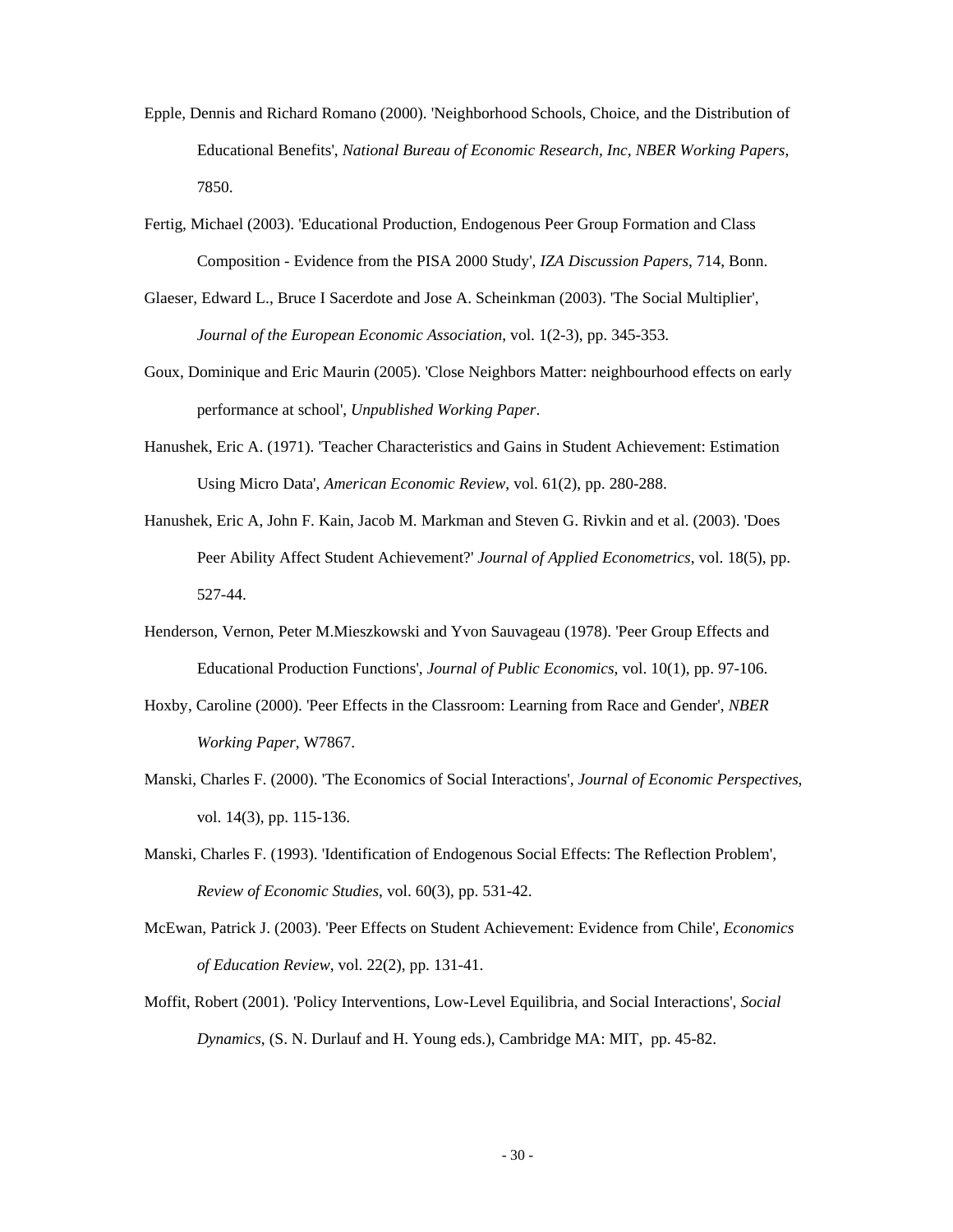Epple, Dennis and Richard Romano (2000). 'Neighborhood Schools, Choice, and the Distribution of Educational Benefits', *National Bureau of Economic Research, Inc, NBER Working Papers*, 7850.

Fertig, Michael (2003). 'Educational Production, Endogenous Peer Group Formation and Class Composition - Evidence from the PISA 2000 Study', *IZA Discussion Papers*, 714, Bonn.

Glaeser, Edward L., Bruce I Sacerdote and Jose A. Scheinkman (2003). 'The Social Multiplier', *Journal of the European Economic Association*, vol. 1(2-3), pp. 345-353.

Goux, Dominique and Eric Maurin (2005). 'Close Neighbors Matter: neighbourhood effects on early performance at school', *Unpublished Working Paper*.

Hanushek, Eric A. (1971). 'Teacher Characteristics and Gains in Student Achievement: Estimation Using Micro Data', *American Economic Review*, vol. 61(2), pp. 280-288.

Hanushek, Eric A, John F. Kain, Jacob M. Markman and Steven G. Rivkin and et al. (2003). 'Does Peer Ability Affect Student Achievement?' *Journal of Applied Econometrics*, vol. 18(5), pp. 527-44.

Henderson, Vernon, Peter M.Mieszkowski and Yvon Sauvageau (1978). 'Peer Group Effects and Educational Production Functions', *Journal of Public Economics*, vol. 10(1), pp. 97-106.

Hoxby, Caroline (2000). 'Peer Effects in the Classroom: Learning from Race and Gender', *NBER Working Paper*, W7867.

Manski, Charles F. (2000). 'The Economics of Social Interactions', *Journal of Economic Perspectives*, vol. 14(3), pp. 115-136.

Manski, Charles F. (1993). 'Identification of Endogenous Social Effects: The Reflection Problem', *Review of Economic Studies*, vol. 60(3), pp. 531-42.

McEwan, Patrick J. (2003). 'Peer Effects on Student Achievement: Evidence from Chile', *Economics of Education Review*, vol. 22(2), pp. 131-41.

Moffit, Robert (2001). 'Policy Interventions, Low-Level Equilibria, and Social Interactions', *Social Dynamics*, (S. N. Durlauf and H. Young eds.), Cambridge MA: MIT, pp. 45-82.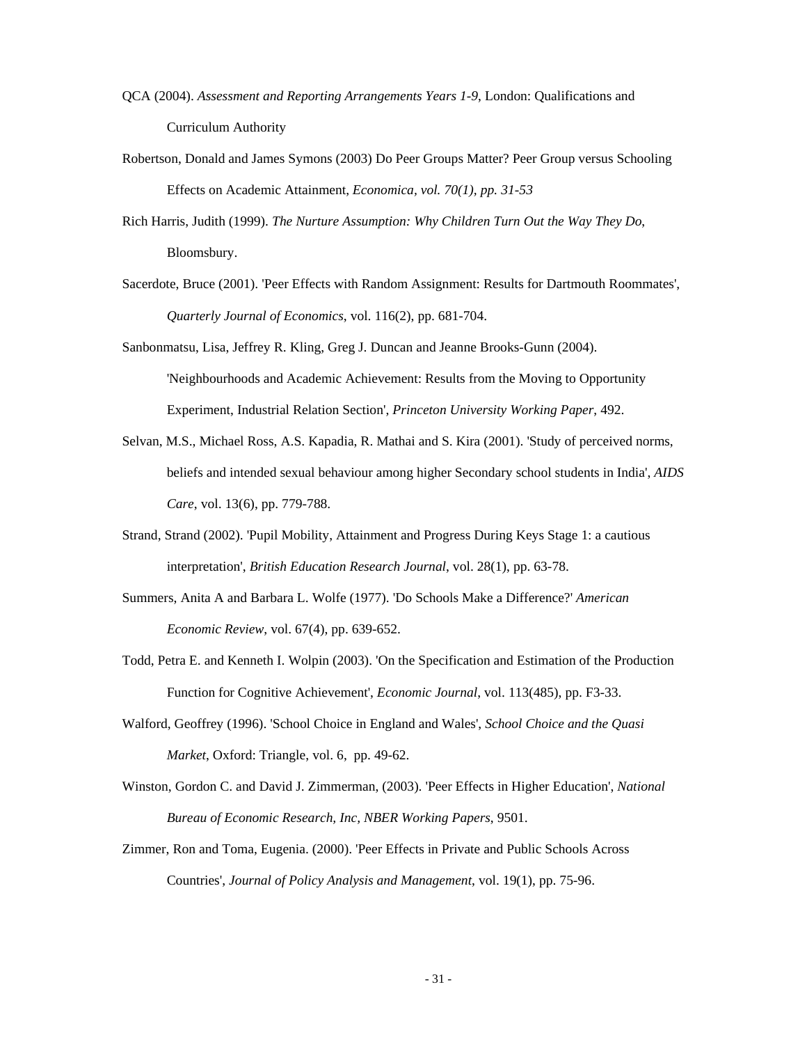QCA (2004). *Assessment and Reporting Arrangements Years 1-9*, London: Qualifications and Curriculum Authority

Robertson, Donald and James Symons (2003) Do Peer Groups Matter? Peer Group versus Schooling Effects on Academic Attainment, *Economica, vol. 70(1), pp. 31-53*

Rich Harris, Judith (1999). *The Nurture Assumption: Why Children Turn Out the Way They Do*, Bloomsbury.

Sacerdote, Bruce (2001). 'Peer Effects with Random Assignment: Results for Dartmouth Roommates', *Quarterly Journal of Economics*, vol. 116(2), pp. 681-704.

Sanbonmatsu, Lisa, Jeffrey R. Kling, Greg J. Duncan and Jeanne Brooks-Gunn (2004). 'Neighbourhoods and Academic Achievement: Results from the Moving to Opportunity Experiment, Industrial Relation Section', *Princeton University Working Paper*, 492.

Selvan, M.S., Michael Ross, A.S. Kapadia, R. Mathai and S. Kira (2001). 'Study of perceived norms, beliefs and intended sexual behaviour among higher Secondary school students in India', *AIDS Care*, vol. 13(6), pp. 779-788.

Strand, Strand (2002). 'Pupil Mobility, Attainment and Progress During Keys Stage 1: a cautious interpretation', *British Education Research Journal*, vol. 28(1), pp. 63-78.

Summers, Anita A and Barbara L. Wolfe (1977). 'Do Schools Make a Difference?' *American Economic Review*, vol. 67(4), pp. 639-652.

Todd, Petra E. and Kenneth I. Wolpin (2003). 'On the Specification and Estimation of the Production Function for Cognitive Achievement', *Economic Journal*, vol. 113(485), pp. F3-33.

Walford, Geoffrey (1996). 'School Choice in England and Wales', *School Choice and the Quasi Market*, Oxford: Triangle, vol. 6, pp. 49-62.

Winston, Gordon C. and David J. Zimmerman, (2003). 'Peer Effects in Higher Education', *National Bureau of Economic Research, Inc, NBER Working Papers*, 9501.

Zimmer, Ron and Toma, Eugenia. (2000). 'Peer Effects in Private and Public Schools Across Countries', *Journal of Policy Analysis and Management*, vol. 19(1), pp. 75-96.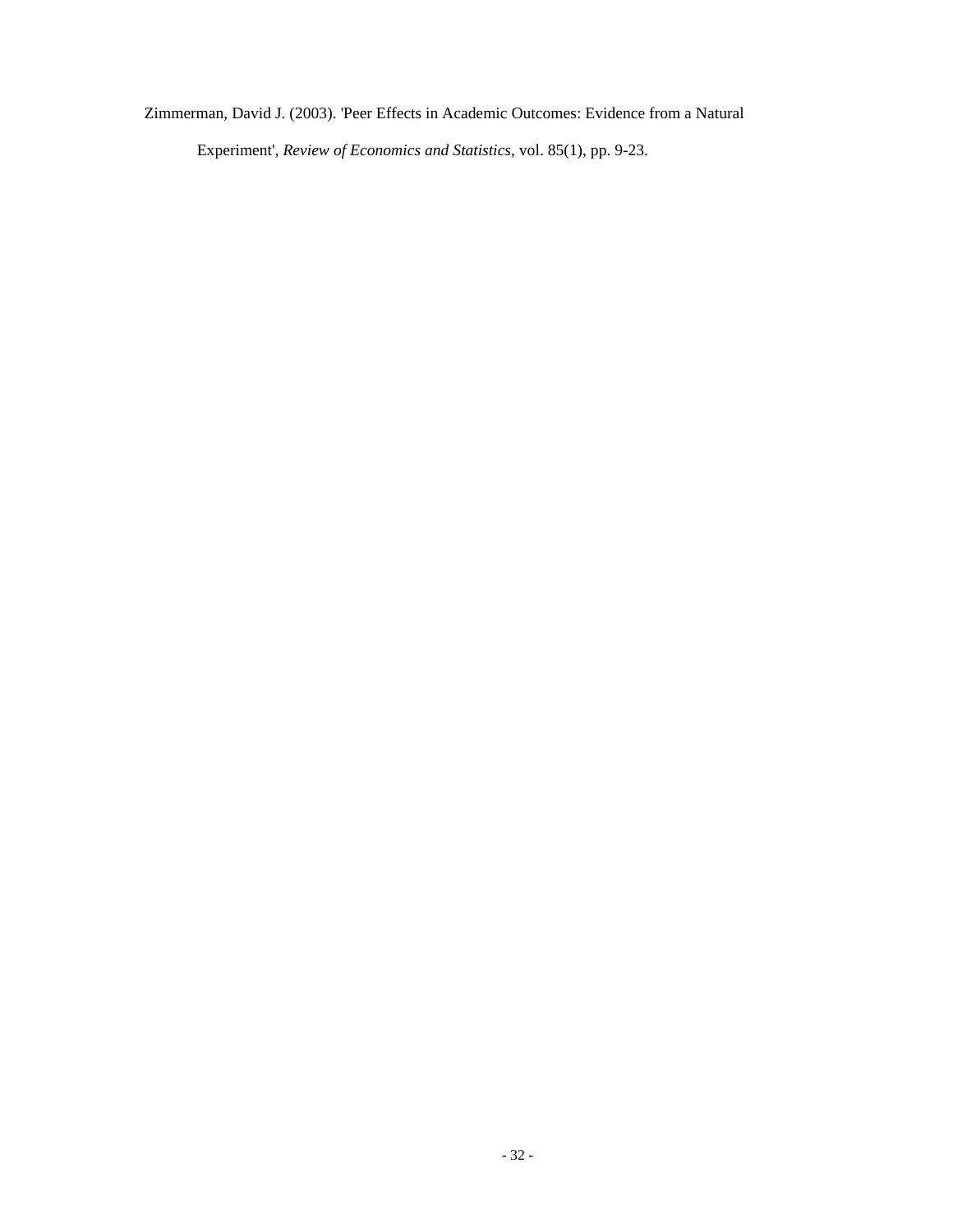Zimmerman, David J. (2003). 'Peer Effects in Academic Outcomes: Evidence from a Natural Experiment', *Review of Economics and Statistics*, vol. 85(1), pp. 9-23.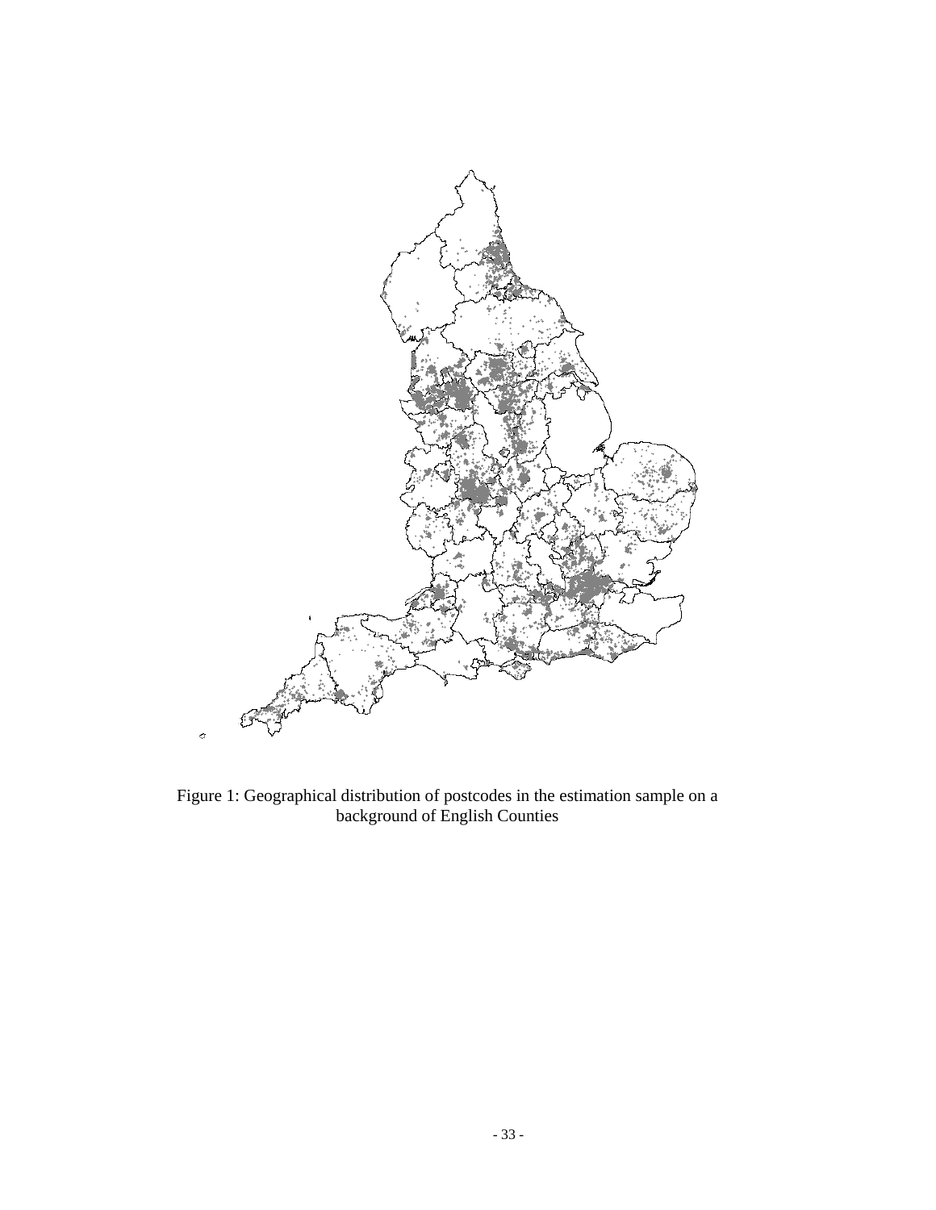Figure 1: Geographical distribution of postcodes in the estimation sample on a background of English Counties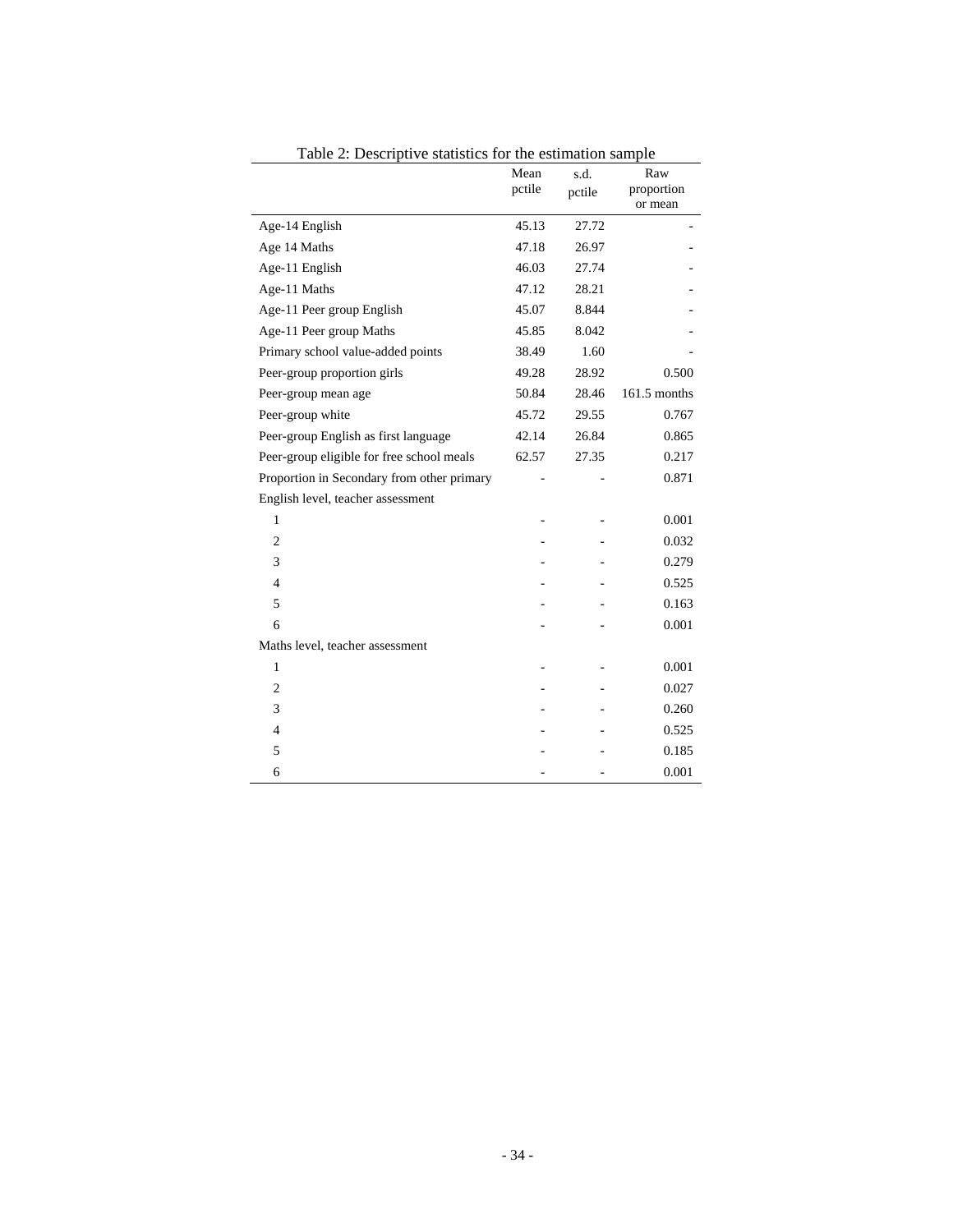Table 2: Descriptive statistics for the estimation sample

| | Mean pctile | s.d. pctile | Raw proportion or mean |
|---|---|---|---|
| Age-14 English | 45.13 | 27.72 | - |
| Age 14 Maths | 47.18 | 26.97 | - |
| Age-11 English | 46.03 | 27.74 | - |
| Age-11 Maths | 47.12 | 28.21 | - |
| Age-11 Peer group English | 45.07 | 8.844 | - |
| Age-11 Peer group Maths | 45.85 | 8.042 | - |
| Primary school value-added points | 38.49 | 1.60 | - |
| Peer-group proportion girls | 49.28 | 28.92 | 0.500 |
| Peer-group mean age | 50.84 | 28.46 | 161.5 months |
| Peer-group white | 45.72 | 29.55 | 0.767 |
| Peer-group English as first language | 42.14 | 26.84 | 0.865 |
| Peer-group eligible for free school meals | 62.57 | 27.35 | 0.217 |
| Proportion in Secondary from other primary | - | - | 0.871 |
| English level, teacher assessment | | | |
| 1 | - | - | 0.001 |
| 2 | - | - | 0.032 |
| 3 | - | - | 0.279 |
| 4 | - | - | 0.525 |
| 5 | - | - | 0.163 |
| 6 | - | - | 0.001 |
| Maths level, teacher assessment | | | |
| 1 | - | - | 0.001 |
| 2 | - | - | 0.027 |
| 3 | - | - | 0.260 |
| 4 | - | - | 0.525 |
| 5 | - | - | 0.185 |
| 6 | - | - | 0.001 |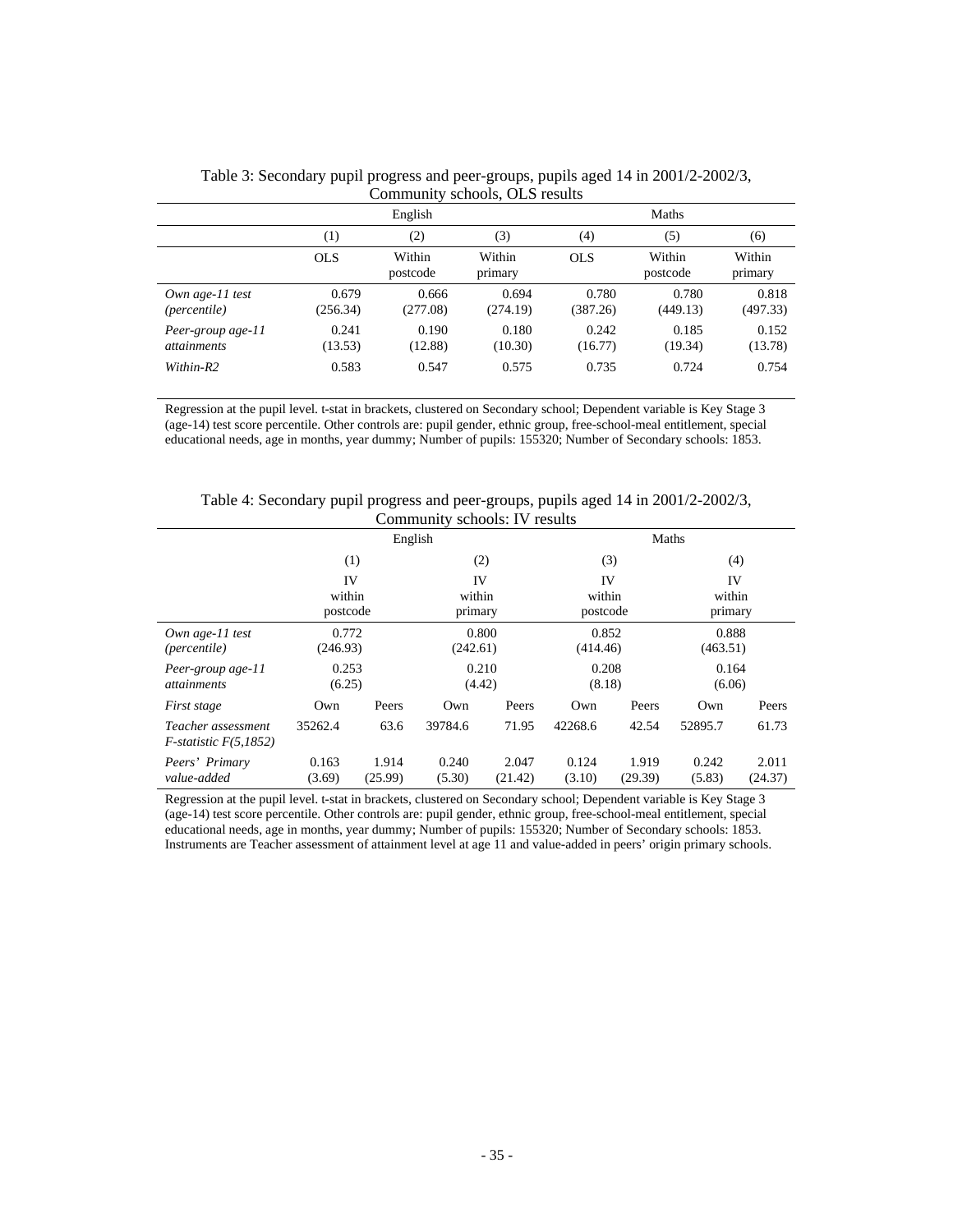Table 3: Secondary pupil progress and peer-groups, pupils aged 14 in 2001/2-2002/3, Community schools, OLS results

| | English | | | Maths | | |
|---|---|---|---|---|---|---|
| | (1) | (2) | (3) | (4) | (5) | (6) |
| | OLS | Within postcode | Within primary | OLS | Within postcode | Within primary |
| *Own age-11 test (percentile)* | 0.679 (256.34) | 0.666 (277.08) | 0.694 (274.19) | 0.780 (387.26) | 0.780 (449.13) | 0.818 (497.33) |
| *Peer-group age-11 attainments* | 0.241 (13.53) | 0.190 (12.88) | 0.180 (10.30) | 0.242 (16.77) | 0.185 (19.34) | 0.152 (13.78) |
| *Within-R2* | 0.583 | 0.547 | 0.575 | 0.735 | 0.724 | 0.754 |

Regression at the pupil level. t-stat in brackets, clustered on Secondary school; Dependent variable is Key Stage 3 (age-14) test score percentile. Other controls are: pupil gender, ethnic group, free-school-meal entitlement, special educational needs, age in months, year dummy; Number of pupils: 155320; Number of Secondary schools: 1853.

Table 4: Secondary pupil progress and peer-groups, pupils aged 14 in 2001/2-2002/3, Community schools: IV results

| | English | | | | Maths | | | |
|---|---|---|---|---|---|---|---|---|
| | (1) | | (2) | | (3) | | (4) | |
| | IV within postcode | | IV within primary | | IV within postcode | | IV within primary | |
| *Own age-11 test (percentile)* | 0.772 (246.93) | | 0.800 (242.61) | | 0.852 (414.46) | | 0.888 (463.51) | |
| *Peer-group age-11 attainments* | 0.253 (6.25) | | 0.210 (4.42) | | 0.208 (8.18) | | 0.164 (6.06) | |
| *First stage* | Own | Peers | Own | Peers | Own | Peers | Own | Peers |
| *Teacher assessment F-statistic F(5,1852)* | 35262.4 | 63.6 | 39784.6 | 71.95 | 42268.6 | 42.54 | 52895.7 | 61.73 |
| *Peers' Primary value-added* | 0.163 (3.69) | 1.914 (25.99) | 0.240 (5.30) | 2.047 (21.42) | 0.124 (3.10) | 1.919 (29.39) | 0.242 (5.83) | 2.011 (24.37) |

Regression at the pupil level. t-stat in brackets, clustered on Secondary school; Dependent variable is Key Stage 3 (age-14) test score percentile. Other controls are: pupil gender, ethnic group, free-school-meal entitlement, special educational needs, age in months, year dummy; Number of pupils: 155320; Number of Secondary schools: 1853. Instruments are Teacher assessment of attainment level at age 11 and value-added in peers' origin primary schools.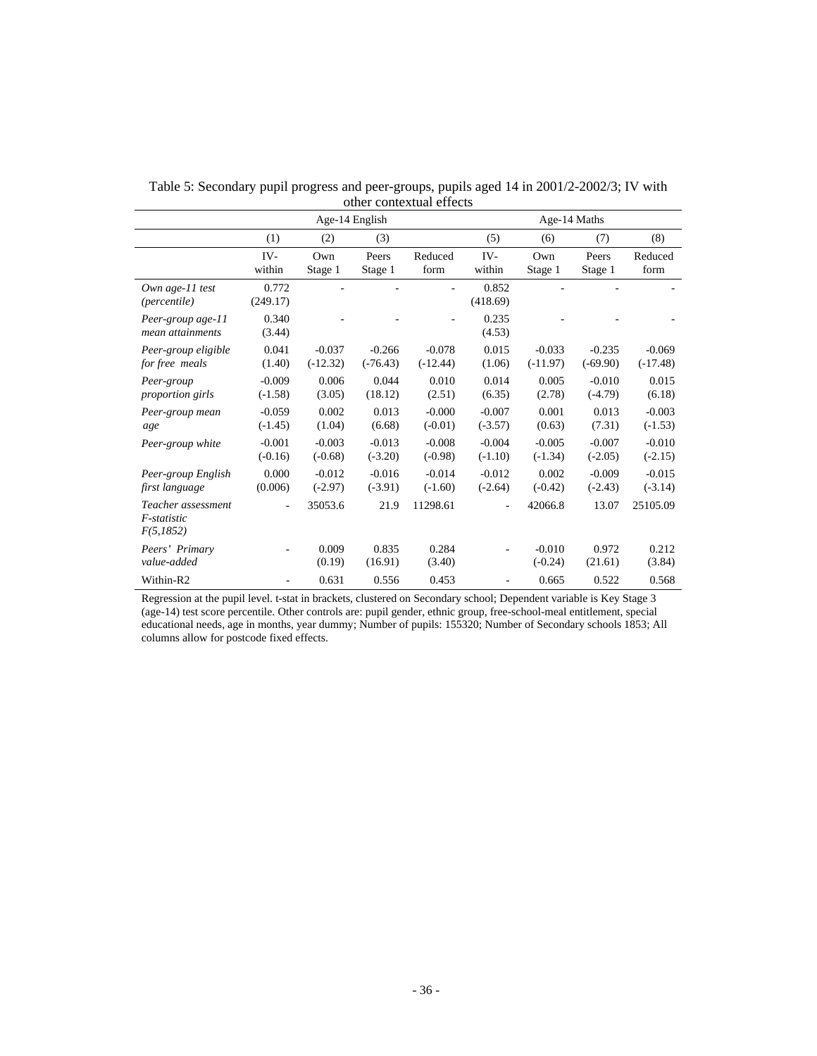Table 5: Secondary pupil progress and peer-groups, pupils aged 14 in 2001/2-2002/3; IV with other contextual effects

| | Age-14 English | | | | Age-14 Maths | | | |
|---|---|---|---|---|---|---|---|---|
| | (1) | (2) | (3) | | (5) | (6) | (7) | (8) |
| | IV-within | Own Stage 1 | Peers Stage 1 | Reduced form | IV-within | Own Stage 1 | Peers Stage 1 | Reduced form |
| *Own age-11 test (percentile)* | 0.772 (249.17) | - | - | - | 0.852 (418.69) | - | - | - |
| *Peer-group age-11 mean attainments* | 0.340 (3.44) | - | - | - | 0.235 (4.53) | - | - | - |
| *Peer-group eligible for free meals* | 0.041 (1.40) | -0.037 (-12.32) | -0.266 (-76.43) | -0.078 (-12.44) | 0.015 (1.06) | -0.033 (-11.97) | -0.235 (-69.90) | -0.069 (-17.48) |
| *Peer-group proportion girls* | -0.009 (-1.58) | 0.006 (3.05) | 0.044 (18.12) | 0.010 (2.51) | 0.014 (6.35) | 0.005 (2.78) | -0.010 (-4.79) | 0.015 (6.18) |
| *Peer-group mean age* | -0.059 (-1.45) | 0.002 (1.04) | 0.013 (6.68) | -0.000 (-0.01) | -0.007 (-3.57) | 0.001 (0.63) | 0.013 (7.31) | -0.003 (-1.53) |
| *Peer-group white* | -0.001 (-0.16) | -0.003 (-0.68) | -0.013 (-3.20) | -0.008 (-0.98) | -0.004 (-1.10) | -0.005 (-1.34) | -0.007 (-2.05) | -0.010 (-2.15) |
| *Peer-group English first language* | 0.000 (0.006) | -0.012 (-2.97) | -0.016 (-3.91) | -0.014 (-1.60) | -0.012 (-2.64) | 0.002 (-0.42) | -0.009 (-2.43) | -0.015 (-3.14) |
| *Teacher assessment F-statistic F(5,1852)* | - | 35053.6 | 21.9 | 11298.61 | - | 42066.8 | 13.07 | 25105.09 |
| *Peers' Primary value-added* | - | 0.009 (0.19) | 0.835 (16.91) | 0.284 (3.40) | - | -0.010 (-0.24) | 0.972 (21.61) | 0.212 (3.84) |
| Within-R2 | - | 0.631 | 0.556 | 0.453 | - | 0.665 | 0.522 | 0.568 |

Regression at the pupil level. t-stat in brackets, clustered on Secondary school; Dependent variable is Key Stage 3 (age-14) test score percentile. Other controls are: pupil gender, ethnic group, free-school-meal entitlement, special educational needs, age in months, year dummy; Number of pupils: 155320; Number of Secondary schools 1853; All columns allow for postcode fixed effects.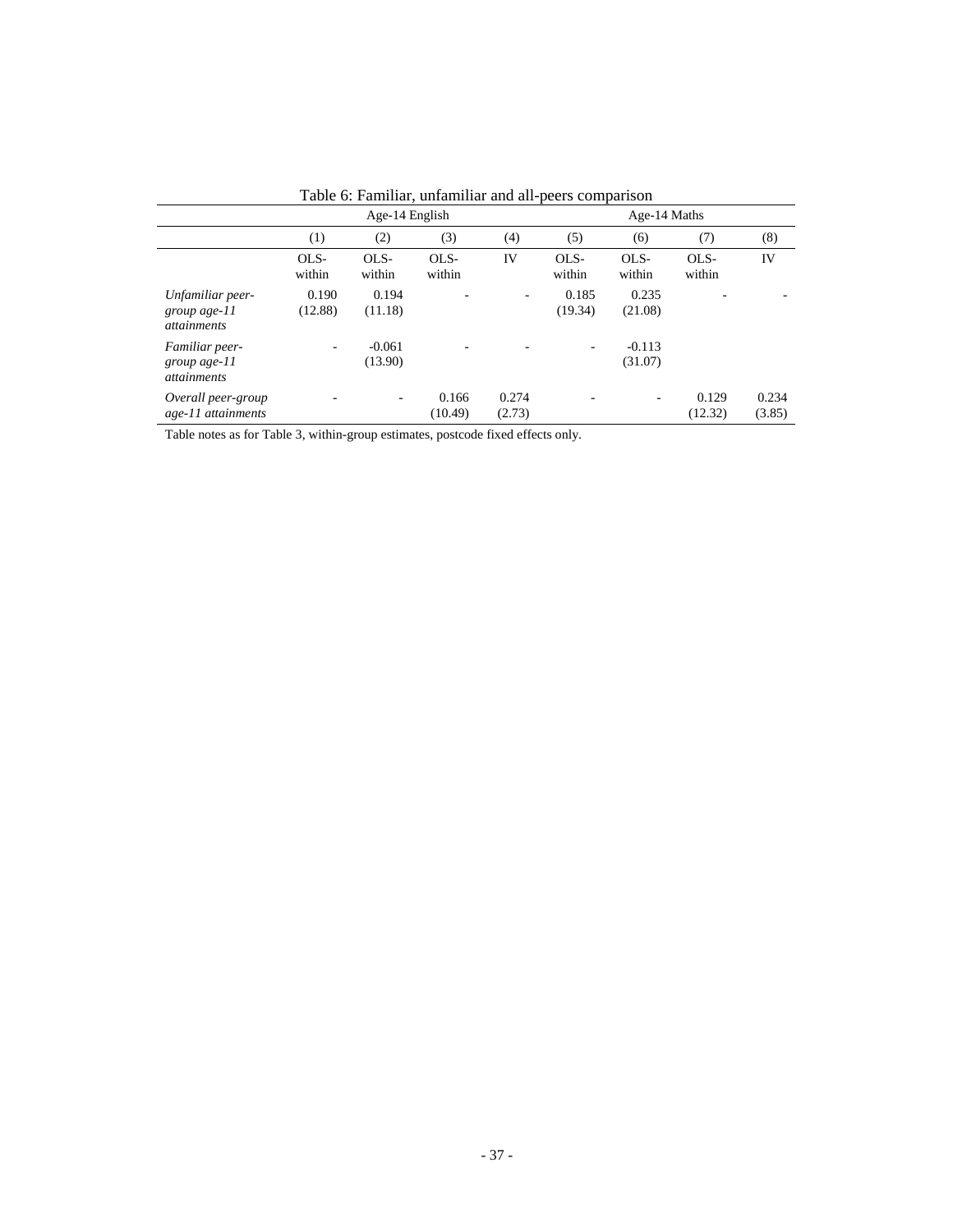Table 6: Familiar, unfamiliar and all-peers comparison

| | Age-14 English | | | | Age-14 Maths | | | |
|---|---|---|---|---|---|---|---|---|
| | (1) | (2) | (3) | (4) | (5) | (6) | (7) | (8) |
| | OLS-within | OLS-within | OLS-within | IV | OLS-within | OLS-within | OLS-within | IV |
| *Unfamiliar peer-group age-11 attainments* | 0.190 (12.88) | 0.194 (11.18) | - | - | 0.185 (19.34) | 0.235 (21.08) | - | - |
| *Familiar peer-group age-11 attainments* | - | -0.061 (13.90) | - | - | - | -0.113 (31.07) | | |
| *Overall peer-group age-11 attainments* | - | - | 0.166 (10.49) | 0.274 (2.73) | - | - | 0.129 (12.32) | 0.234 (3.85) |

Table notes as for Table 3, within-group estimates, postcode fixed effects only.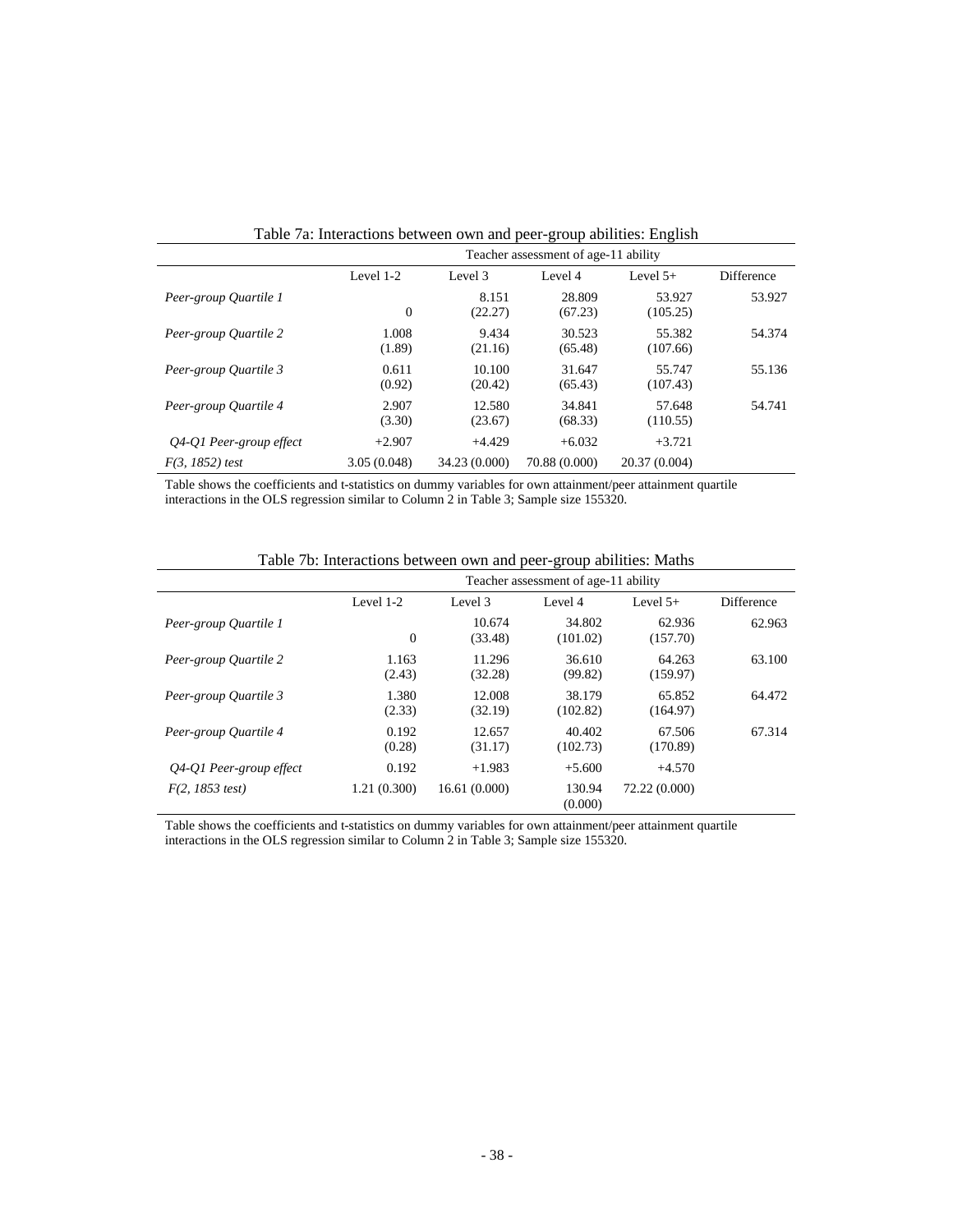Table 7a: Interactions between own and peer-group abilities: English

| | Teacher assessment of age-11 ability | | | | |
|---|---|---|---|---|---|
| | Level 1-2 | Level 3 | Level 4 | Level 5+ | Difference |
| *Peer-group Quartile 1* | 0 | 8.151 (22.27) | 28.809 (67.23) | 53.927 (105.25) | 53.927 |
| *Peer-group Quartile 2* | 1.008 (1.89) | 9.434 (21.16) | 30.523 (65.48) | 55.382 (107.66) | 54.374 |
| *Peer-group Quartile 3* | 0.611 (0.92) | 10.100 (20.42) | 31.647 (65.43) | 55.747 (107.43) | 55.136 |
| *Peer-group Quartile 4* | 2.907 (3.30) | 12.580 (23.67) | 34.841 (68.33) | 57.648 (110.55) | 54.741 |
| *Q4-Q1 Peer-group effect* | +2.907 | +4.429 | +6.032 | +3.721 | |
| *F(3, 1852) test* | 3.05 (0.048) | 34.23 (0.000) | 70.88 (0.000) | 20.37 (0.004) | |

Table shows the coefficients and t-statistics on dummy variables for own attainment/peer attainment quartile interactions in the OLS regression similar to Column 2 in Table 3; Sample size 155320.

Table 7b: Interactions between own and peer-group abilities: Maths

| | Teacher assessment of age-11 ability | | | | |
|---|---|---|---|---|---|
| | Level 1-2 | Level 3 | Level 4 | Level 5+ | Difference |
| *Peer-group Quartile 1* | 0 | 10.674 (33.48) | 34.802 (101.02) | 62.936 (157.70) | 62.963 |
| *Peer-group Quartile 2* | 1.163 (2.43) | 11.296 (32.28) | 36.610 (99.82) | 64.263 (159.97) | 63.100 |
| *Peer-group Quartile 3* | 1.380 (2.33) | 12.008 (32.19) | 38.179 (102.82) | 65.852 (164.97) | 64.472 |
| *Peer-group Quartile 4* | 0.192 (0.28) | 12.657 (31.17) | 40.402 (102.73) | 67.506 (170.89) | 67.314 |
| *Q4-Q1 Peer-group effect* | 0.192 | +1.983 | +5.600 | +4.570 | |
| *F(2, 1853 test)* | 1.21 (0.300) | 16.61 (0.000) | 130.94 (0.000) | 72.22 (0.000) | |

Table shows the coefficients and t-statistics on dummy variables for own attainment/peer attainment quartile interactions in the OLS regression similar to Column 2 in Table 3; Sample size 155320.